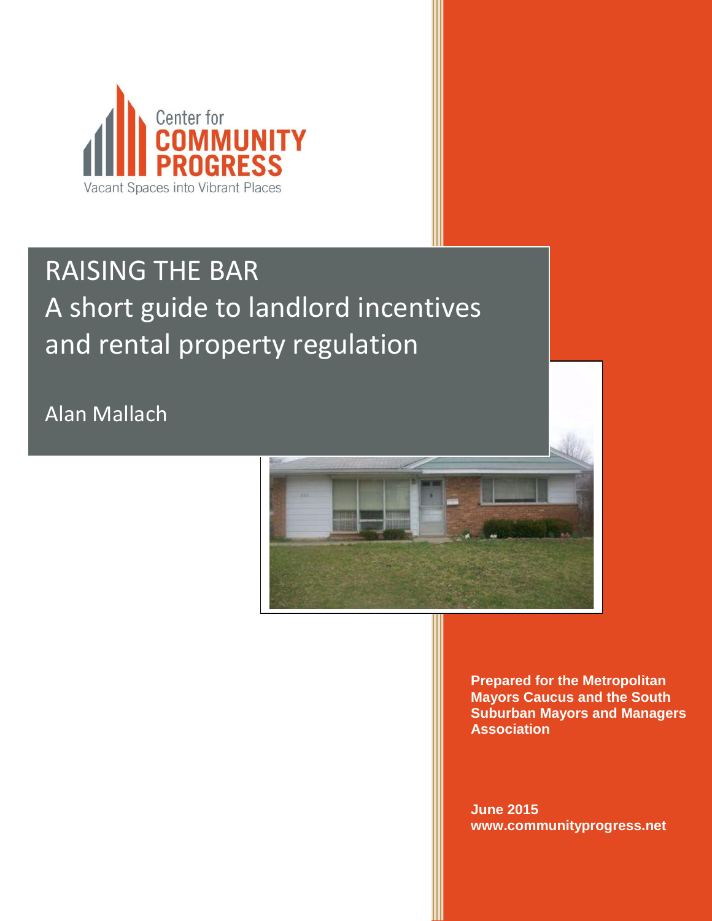Center for COMMUNITY PROGRESS

Vacant Spaces into Vibrant Places

# RAISING THE BAR
## A short guide to landlord incentives and rental property regulation

Alan Mallach

**Prepared for the Metropolitan Mayors Caucus and the South Suburban Mayors and Managers Association**

**June 2015**
**www.communityprogress.net**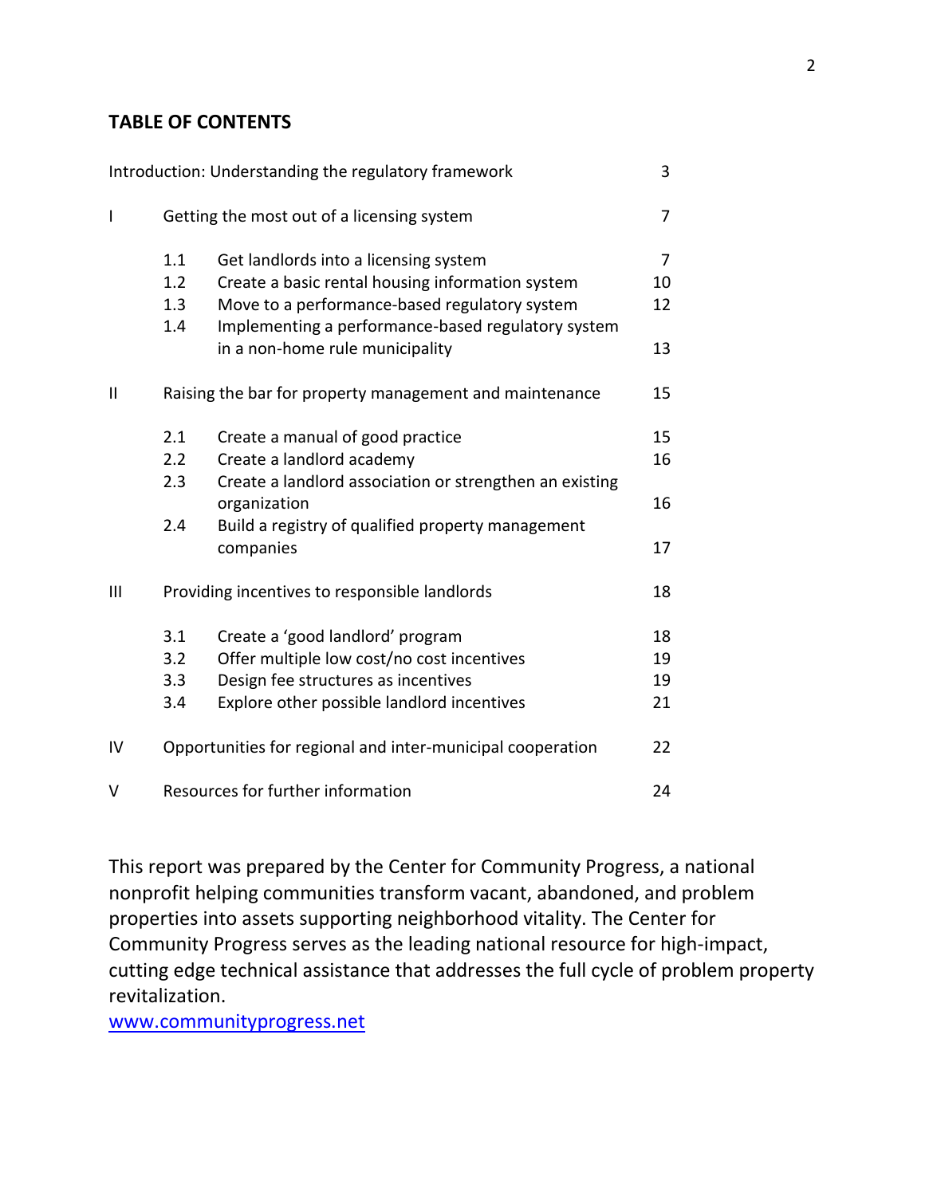## TABLE OF CONTENTS

| | | | |
|---|---|---|---|
| Introduction: Understanding the regulatory framework | | | 3 |
| I | Getting the most out of a licensing system | | 7 |
| | 1.1 | Get landlords into a licensing system | 7 |
| | 1.2 | Create a basic rental housing information system | 10 |
| | 1.3 | Move to a performance-based regulatory system | 12 |
| | 1.4 | Implementing a performance-based regulatory system in a non-home rule municipality | 13 |
| II | Raising the bar for property management and maintenance | | 15 |
| | 2.1 | Create a manual of good practice | 15 |
| | 2.2 | Create a landlord academy | 16 |
| | 2.3 | Create a landlord association or strengthen an existing organization | 16 |
| | 2.4 | Build a registry of qualified property management companies | 17 |
| III | Providing incentives to responsible landlords | | 18 |
| | 3.1 | Create a 'good landlord' program | 18 |
| | 3.2 | Offer multiple low cost/no cost incentives | 19 |
| | 3.3 | Design fee structures as incentives | 19 |
| | 3.4 | Explore other possible landlord incentives | 21 |
| IV | Opportunities for regional and inter-municipal cooperation | | 22 |
| V | Resources for further information | | 24 |

This report was prepared by the Center for Community Progress, a national nonprofit helping communities transform vacant, abandoned, and problem properties into assets supporting neighborhood vitality. The Center for Community Progress serves as the leading national resource for high-impact, cutting edge technical assistance that addresses the full cycle of problem property revitalization.

www.communityprogress.net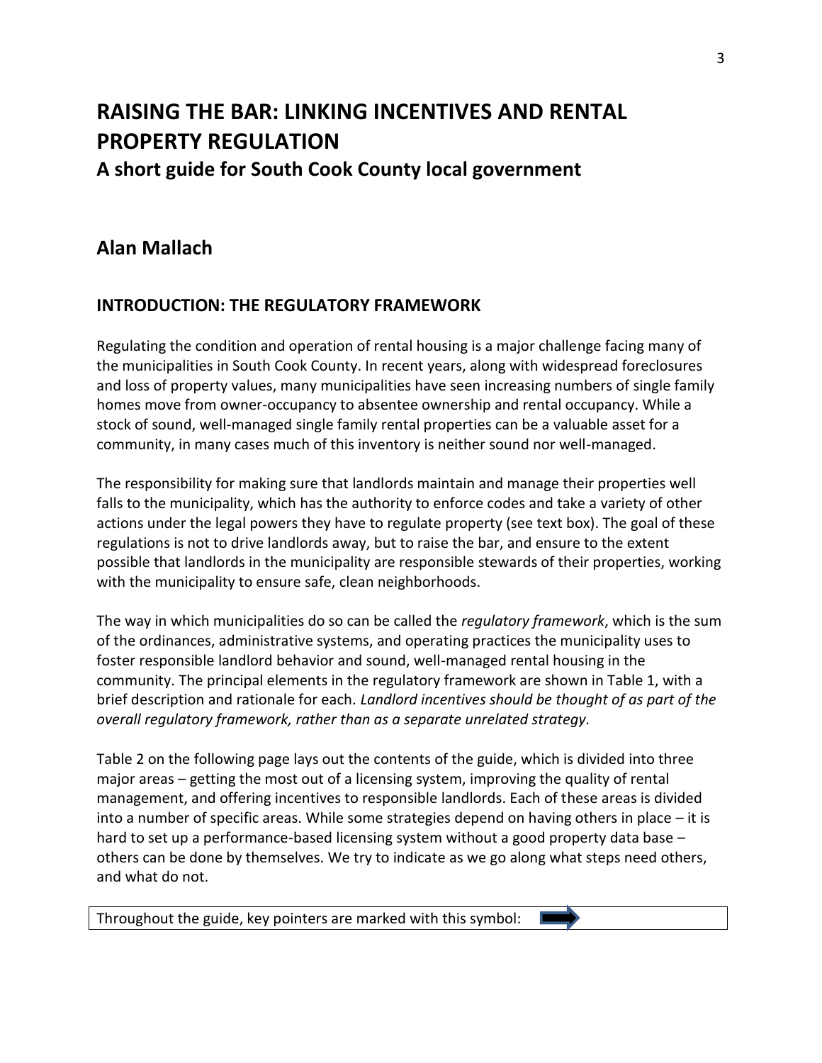# RAISING THE BAR: LINKING INCENTIVES AND RENTAL PROPERTY REGULATION

## A short guide for South Cook County local government

## Alan Mallach

### INTRODUCTION: THE REGULATORY FRAMEWORK

Regulating the condition and operation of rental housing is a major challenge facing many of the municipalities in South Cook County. In recent years, along with widespread foreclosures and loss of property values, many municipalities have seen increasing numbers of single family homes move from owner-occupancy to absentee ownership and rental occupancy. While a stock of sound, well-managed single family rental properties can be a valuable asset for a community, in many cases much of this inventory is neither sound nor well-managed.

The responsibility for making sure that landlords maintain and manage their properties well falls to the municipality, which has the authority to enforce codes and take a variety of other actions under the legal powers they have to regulate property (see text box). The goal of these regulations is not to drive landlords away, but to raise the bar, and ensure to the extent possible that landlords in the municipality are responsible stewards of their properties, working with the municipality to ensure safe, clean neighborhoods.

The way in which municipalities do so can be called the *regulatory framework*, which is the sum of the ordinances, administrative systems, and operating practices the municipality uses to foster responsible landlord behavior and sound, well-managed rental housing in the community. The principal elements in the regulatory framework are shown in Table 1, with a brief description and rationale for each. *Landlord incentives should be thought of as part of the overall regulatory framework, rather than as a separate unrelated strategy.*

Table 2 on the following page lays out the contents of the guide, which is divided into three major areas – getting the most out of a licensing system, improving the quality of rental management, and offering incentives to responsible landlords. Each of these areas is divided into a number of specific areas. While some strategies depend on having others in place – it is hard to set up a performance-based licensing system without a good property data base – others can be done by themselves. We try to indicate as we go along what steps need others, and what do not.

Throughout the guide, key pointers are marked with this symbol: ➡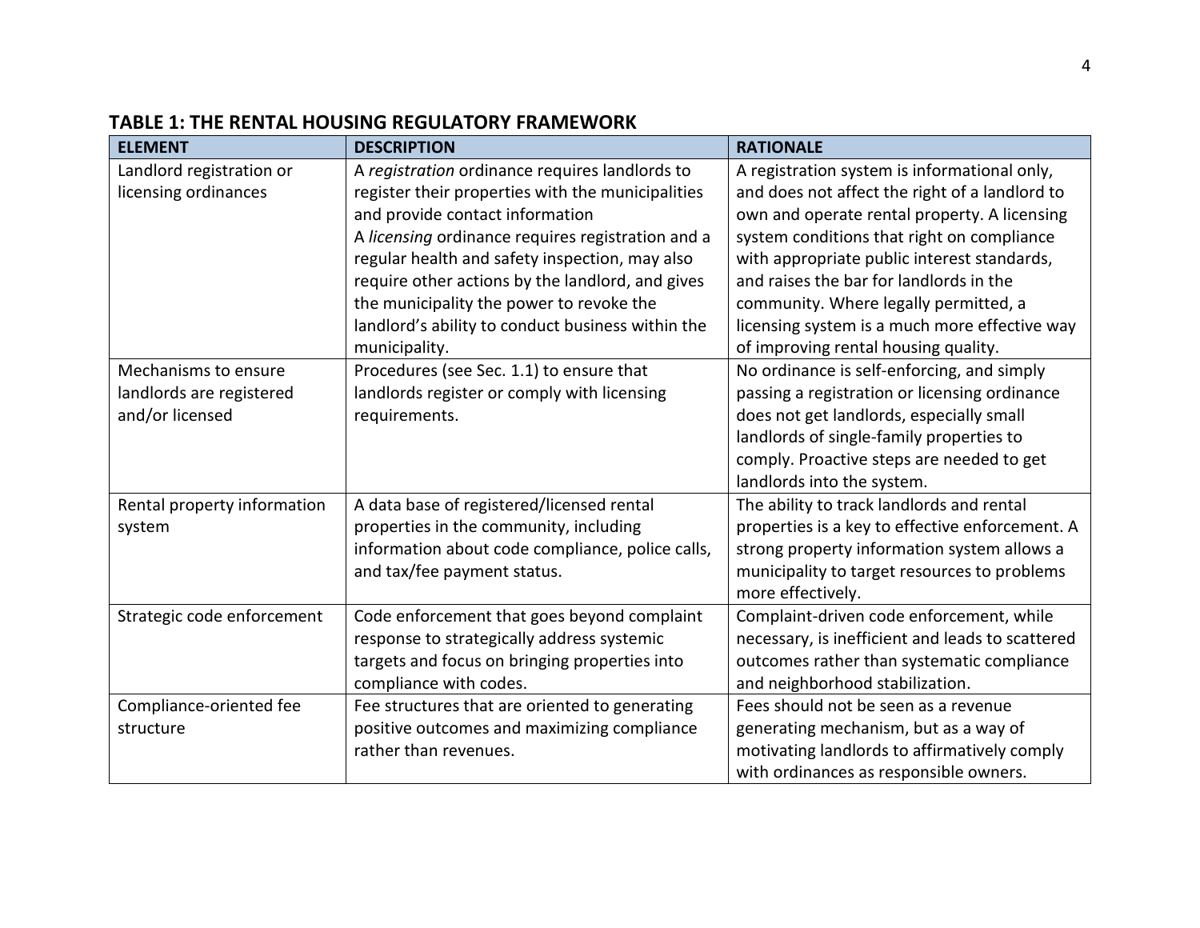**TABLE 1: THE RENTAL HOUSING REGULATORY FRAMEWORK**

| ELEMENT | DESCRIPTION | RATIONALE |
|---|---|---|
| Landlord registration or licensing ordinances | A *registration* ordinance requires landlords to register their properties with the municipalities and provide contact information<br>A *licensing* ordinance requires registration and a regular health and safety inspection, may also require other actions by the landlord, and gives the municipality the power to revoke the landlord's ability to conduct business within the municipality. | A registration system is informational only, and does not affect the right of a landlord to own and operate rental property. A licensing system conditions that right on compliance with appropriate public interest standards, and raises the bar for landlords in the community. Where legally permitted, a licensing system is a much more effective way of improving rental housing quality. |
| Mechanisms to ensure landlords are registered and/or licensed | Procedures (see Sec. 1.1) to ensure that landlords register or comply with licensing requirements. | No ordinance is self-enforcing, and simply passing a registration or licensing ordinance does not get landlords, especially small landlords of single-family properties to comply. Proactive steps are needed to get landlords into the system. |
| Rental property information system | A data base of registered/licensed rental properties in the community, including information about code compliance, police calls, and tax/fee payment status. | The ability to track landlords and rental properties is a key to effective enforcement. A strong property information system allows a municipality to target resources to problems more effectively. |
| Strategic code enforcement | Code enforcement that goes beyond complaint response to strategically address systemic targets and focus on bringing properties into compliance with codes. | Complaint-driven code enforcement, while necessary, is inefficient and leads to scattered outcomes rather than systematic compliance and neighborhood stabilization. |
| Compliance-oriented fee structure | Fee structures that are oriented to generating positive outcomes and maximizing compliance rather than revenues. | Fees should not be seen as a revenue generating mechanism, but as a way of motivating landlords to affirmatively comply with ordinances as responsible owners. |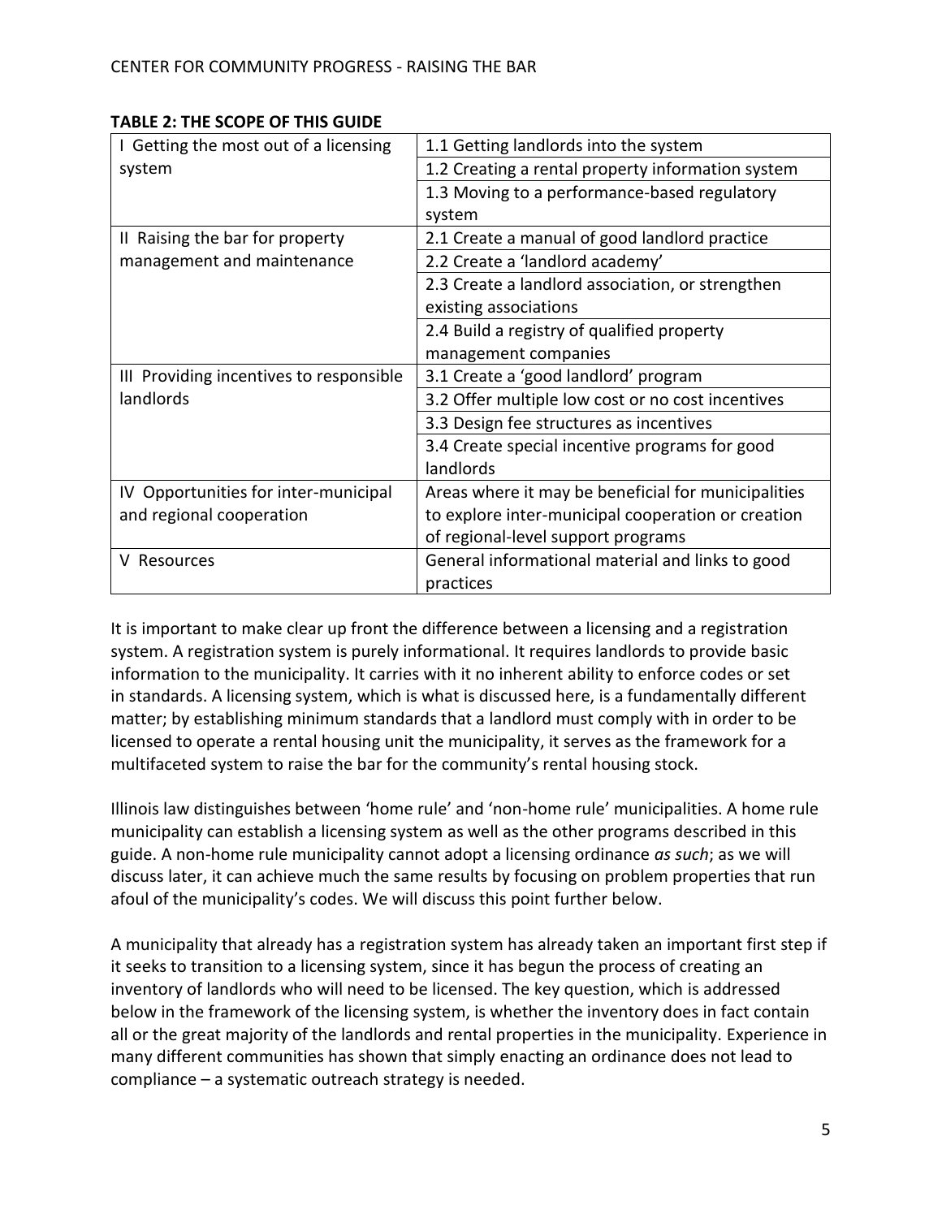**TABLE 2: THE SCOPE OF THIS GUIDE**

| | |
|---|---|
| I Getting the most out of a licensing system | 1.1 Getting landlords into the system |
| | 1.2 Creating a rental property information system |
| | 1.3 Moving to a performance-based regulatory system |
| II Raising the bar for property management and maintenance | 2.1 Create a manual of good landlord practice |
| | 2.2 Create a 'landlord academy' |
| | 2.3 Create a landlord association, or strengthen existing associations |
| | 2.4 Build a registry of qualified property management companies |
| III Providing incentives to responsible landlords | 3.1 Create a 'good landlord' program |
| | 3.2 Offer multiple low cost or no cost incentives |
| | 3.3 Design fee structures as incentives |
| | 3.4 Create special incentive programs for good landlords |
| IV Opportunities for inter-municipal and regional cooperation | Areas where it may be beneficial for municipalities to explore inter-municipal cooperation or creation of regional-level support programs |
| V Resources | General informational material and links to good practices |

It is important to make clear up front the difference between a licensing and a registration system. A registration system is purely informational. It requires landlords to provide basic information to the municipality. It carries with it no inherent ability to enforce codes or set in standards. A licensing system, which is what is discussed here, is a fundamentally different matter; by establishing minimum standards that a landlord must comply with in order to be licensed to operate a rental housing unit the municipality, it serves as the framework for a multifaceted system to raise the bar for the community's rental housing stock.

Illinois law distinguishes between 'home rule' and 'non-home rule' municipalities. A home rule municipality can establish a licensing system as well as the other programs described in this guide. A non-home rule municipality cannot adopt a licensing ordinance *as such*; as we will discuss later, it can achieve much the same results by focusing on problem properties that run afoul of the municipality's codes. We will discuss this point further below.

A municipality that already has a registration system has already taken an important first step if it seeks to transition to a licensing system, since it has begun the process of creating an inventory of landlords who will need to be licensed. The key question, which is addressed below in the framework of the licensing system, is whether the inventory does in fact contain all or the great majority of the landlords and rental properties in the municipality. Experience in many different communities has shown that simply enacting an ordinance does not lead to compliance – a systematic outreach strategy is needed.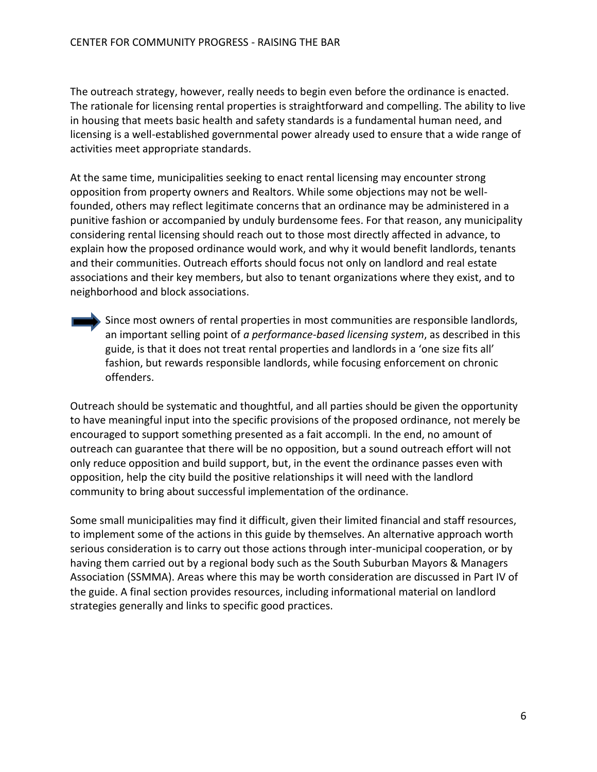The outreach strategy, however, really needs to begin even before the ordinance is enacted. The rationale for licensing rental properties is straightforward and compelling. The ability to live in housing that meets basic health and safety standards is a fundamental human need, and licensing is a well-established governmental power already used to ensure that a wide range of activities meet appropriate standards.

At the same time, municipalities seeking to enact rental licensing may encounter strong opposition from property owners and Realtors. While some objections may not be well-founded, others may reflect legitimate concerns that an ordinance may be administered in a punitive fashion or accompanied by unduly burdensome fees. For that reason, any municipality considering rental licensing should reach out to those most directly affected in advance, to explain how the proposed ordinance would work, and why it would benefit landlords, tenants and their communities. Outreach efforts should focus not only on landlord and real estate associations and their key members, but also to tenant organizations where they exist, and to neighborhood and block associations.

> Since most owners of rental properties in most communities are responsible landlords, an important selling point of *a performance-based licensing system*, as described in this guide, is that it does not treat rental properties and landlords in a 'one size fits all' fashion, but rewards responsible landlords, while focusing enforcement on chronic offenders.

Outreach should be systematic and thoughtful, and all parties should be given the opportunity to have meaningful input into the specific provisions of the proposed ordinance, not merely be encouraged to support something presented as a fait accompli. In the end, no amount of outreach can guarantee that there will be no opposition, but a sound outreach effort will not only reduce opposition and build support, but, in the event the ordinance passes even with opposition, help the city build the positive relationships it will need with the landlord community to bring about successful implementation of the ordinance.

Some small municipalities may find it difficult, given their limited financial and staff resources, to implement some of the actions in this guide by themselves. An alternative approach worth serious consideration is to carry out those actions through inter-municipal cooperation, or by having them carried out by a regional body such as the South Suburban Mayors & Managers Association (SSMMA). Areas where this may be worth consideration are discussed in Part IV of the guide. A final section provides resources, including informational material on landlord strategies generally and links to specific good practices.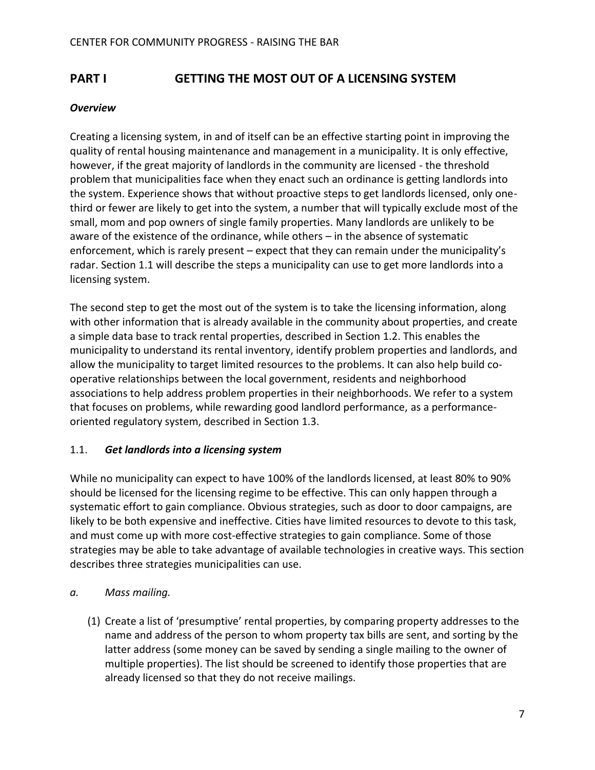## PART I GETTING THE MOST OUT OF A LICENSING SYSTEM

***Overview***

Creating a licensing system, in and of itself can be an effective starting point in improving the quality of rental housing maintenance and management in a municipality. It is only effective, however, if the great majority of landlords in the community are licensed - the threshold problem that municipalities face when they enact such an ordinance is getting landlords into the system. Experience shows that without proactive steps to get landlords licensed, only one-third or fewer are likely to get into the system, a number that will typically exclude most of the small, mom and pop owners of single family properties. Many landlords are unlikely to be aware of the existence of the ordinance, while others – in the absence of systematic enforcement, which is rarely present – expect that they can remain under the municipality's radar. Section 1.1 will describe the steps a municipality can use to get more landlords into a licensing system.

The second step to get the most out of the system is to take the licensing information, along with other information that is already available in the community about properties, and create a simple data base to track rental properties, described in Section 1.2. This enables the municipality to understand its rental inventory, identify problem properties and landlords, and allow the municipality to target limited resources to the problems. It can also help build co-operative relationships between the local government, residents and neighborhood associations to help address problem properties in their neighborhoods. We refer to a system that focuses on problems, while rewarding good landlord performance, as a performance-oriented regulatory system, described in Section 1.3.

### 1.1. *Get landlords into a licensing system*

While no municipality can expect to have 100% of the landlords licensed, at least 80% to 90% should be licensed for the licensing regime to be effective. This can only happen through a systematic effort to gain compliance. Obvious strategies, such as door to door campaigns, are likely to be both expensive and ineffective. Cities have limited resources to devote to this task, and must come up with more cost-effective strategies to gain compliance. Some of those strategies may be able to take advantage of available technologies in creative ways. This section describes three strategies municipalities can use.

*a. Mass mailing.*

(1) Create a list of 'presumptive' rental properties, by comparing property addresses to the name and address of the person to whom property tax bills are sent, and sorting by the latter address (some money can be saved by sending a single mailing to the owner of multiple properties). The list should be screened to identify those properties that are already licensed so that they do not receive mailings.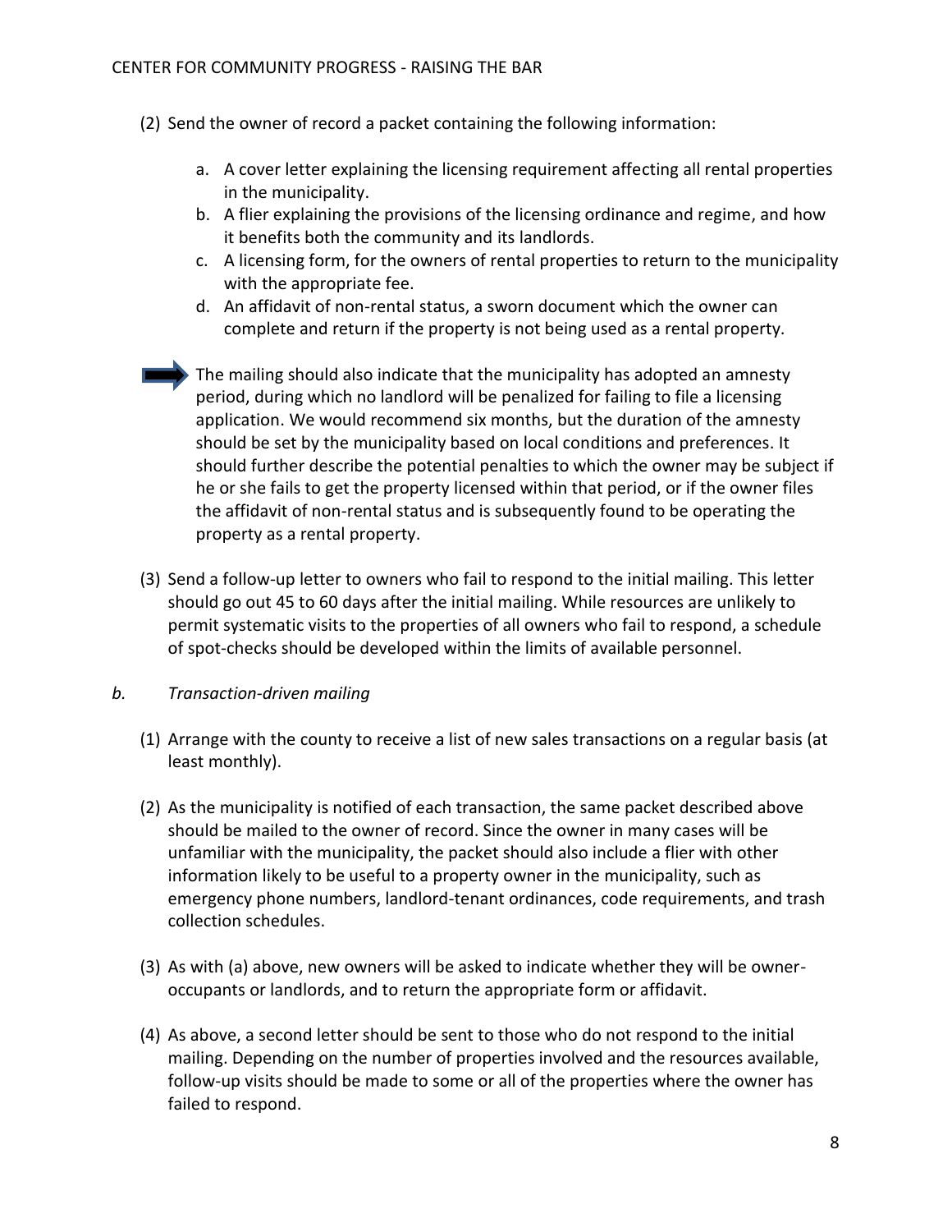(2) Send the owner of record a packet containing the following information:

   a. A cover letter explaining the licensing requirement affecting all rental properties in the municipality.
   b. A flier explaining the provisions of the licensing ordinance and regime, and how it benefits both the community and its landlords.
   c. A licensing form, for the owners of rental properties to return to the municipality with the appropriate fee.
   d. An affidavit of non-rental status, a sworn document which the owner can complete and return if the property is not being used as a rental property.

   ➡ The mailing should also indicate that the municipality has adopted an amnesty period, during which no landlord will be penalized for failing to file a licensing application. We would recommend six months, but the duration of the amnesty should be set by the municipality based on local conditions and preferences. It should further describe the potential penalties to which the owner may be subject if he or she fails to get the property licensed within that period, or if the owner files the affidavit of non-rental status and is subsequently found to be operating the property as a rental property.

(3) Send a follow-up letter to owners who fail to respond to the initial mailing. This letter should go out 45 to 60 days after the initial mailing. While resources are unlikely to permit systematic visits to the properties of all owners who fail to respond, a schedule of spot-checks should be developed within the limits of available personnel.

*b. Transaction-driven mailing*

(1) Arrange with the county to receive a list of new sales transactions on a regular basis (at least monthly).

(2) As the municipality is notified of each transaction, the same packet described above should be mailed to the owner of record. Since the owner in many cases will be unfamiliar with the municipality, the packet should also include a flier with other information likely to be useful to a property owner in the municipality, such as emergency phone numbers, landlord-tenant ordinances, code requirements, and trash collection schedules.

(3) As with (a) above, new owners will be asked to indicate whether they will be owner-occupants or landlords, and to return the appropriate form or affidavit.

(4) As above, a second letter should be sent to those who do not respond to the initial mailing. Depending on the number of properties involved and the resources available, follow-up visits should be made to some or all of the properties where the owner has failed to respond.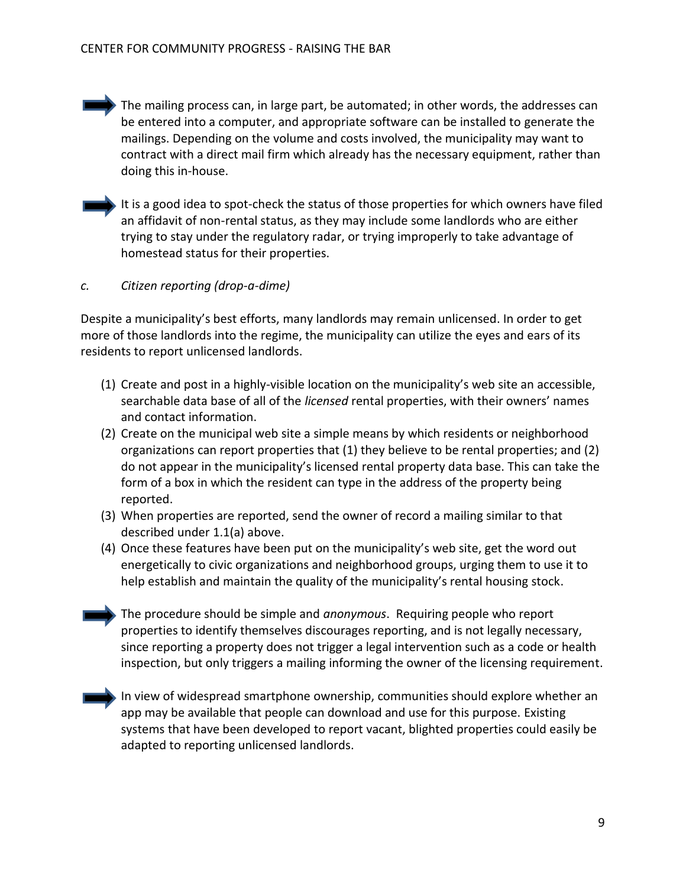➡ The mailing process can, in large part, be automated; in other words, the addresses can be entered into a computer, and appropriate software can be installed to generate the mailings. Depending on the volume and costs involved, the municipality may want to contract with a direct mail firm which already has the necessary equipment, rather than doing this in-house.

➡ It is a good idea to spot-check the status of those properties for which owners have filed an affidavit of non-rental status, as they may include some landlords who are either trying to stay under the regulatory radar, or trying improperly to take advantage of homestead status for their properties.

*c. Citizen reporting (drop-a-dime)*

Despite a municipality's best efforts, many landlords may remain unlicensed. In order to get more of those landlords into the regime, the municipality can utilize the eyes and ears of its residents to report unlicensed landlords.

(1) Create and post in a highly-visible location on the municipality's web site an accessible, searchable data base of all of the *licensed* rental properties, with their owners' names and contact information.
(2) Create on the municipal web site a simple means by which residents or neighborhood organizations can report properties that (1) they believe to be rental properties; and (2) do not appear in the municipality's licensed rental property data base. This can take the form of a box in which the resident can type in the address of the property being reported.
(3) When properties are reported, send the owner of record a mailing similar to that described under 1.1(a) above.
(4) Once these features have been put on the municipality's web site, get the word out energetically to civic organizations and neighborhood groups, urging them to use it to help establish and maintain the quality of the municipality's rental housing stock.

➡ The procedure should be simple and *anonymous*. Requiring people who report properties to identify themselves discourages reporting, and is not legally necessary, since reporting a property does not trigger a legal intervention such as a code or health inspection, but only triggers a mailing informing the owner of the licensing requirement.

➡ In view of widespread smartphone ownership, communities should explore whether an app may be available that people can download and use for this purpose. Existing systems that have been developed to report vacant, blighted properties could easily be adapted to reporting unlicensed landlords.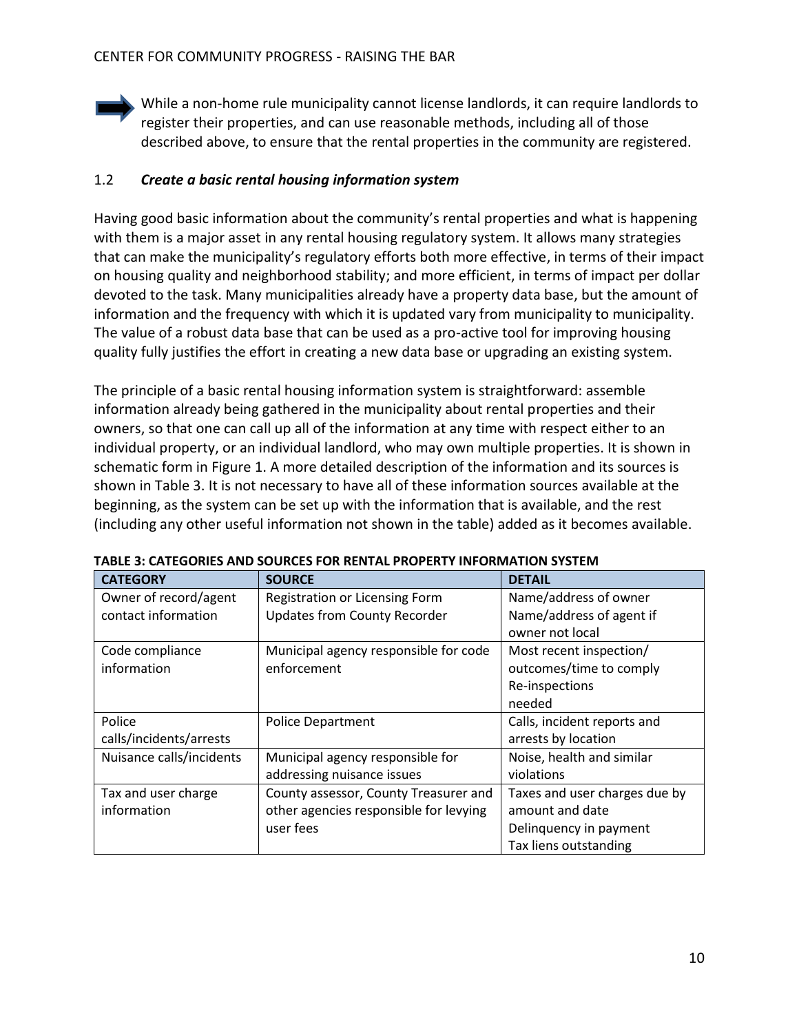➡ While a non-home rule municipality cannot license landlords, it can require landlords to register their properties, and can use reasonable methods, including all of those described above, to ensure that the rental properties in the community are registered.

### 1.2 *Create a basic rental housing information system*

Having good basic information about the community's rental properties and what is happening with them is a major asset in any rental housing regulatory system. It allows many strategies that can make the municipality's regulatory efforts both more effective, in terms of their impact on housing quality and neighborhood stability; and more efficient, in terms of impact per dollar devoted to the task. Many municipalities already have a property data base, but the amount of information and the frequency with which it is updated vary from municipality to municipality. The value of a robust data base that can be used as a pro-active tool for improving housing quality fully justifies the effort in creating a new data base or upgrading an existing system.

The principle of a basic rental housing information system is straightforward: assemble information already being gathered in the municipality about rental properties and their owners, so that one can call up all of the information at any time with respect either to an individual property, or an individual landlord, who may own multiple properties. It is shown in schematic form in Figure 1. A more detailed description of the information and its sources is shown in Table 3. It is not necessary to have all of these information sources available at the beginning, as the system can be set up with the information that is available, and the rest (including any other useful information not shown in the table) added as it becomes available.

**TABLE 3: CATEGORIES AND SOURCES FOR RENTAL PROPERTY INFORMATION SYSTEM**

| CATEGORY | SOURCE | DETAIL |
|---|---|---|
| Owner of record/agent contact information | Registration or Licensing Form<br>Updates from County Recorder | Name/address of owner<br>Name/address of agent if owner not local |
| Code compliance information | Municipal agency responsible for code enforcement | Most recent inspection/ outcomes/time to comply<br>Re-inspections needed |
| Police calls/incidents/arrests | Police Department | Calls, incident reports and arrests by location |
| Nuisance calls/incidents | Municipal agency responsible for addressing nuisance issues | Noise, health and similar violations |
| Tax and user charge information | County assessor, County Treasurer and other agencies responsible for levying user fees | Taxes and user charges due by amount and date<br>Delinquency in payment<br>Tax liens outstanding |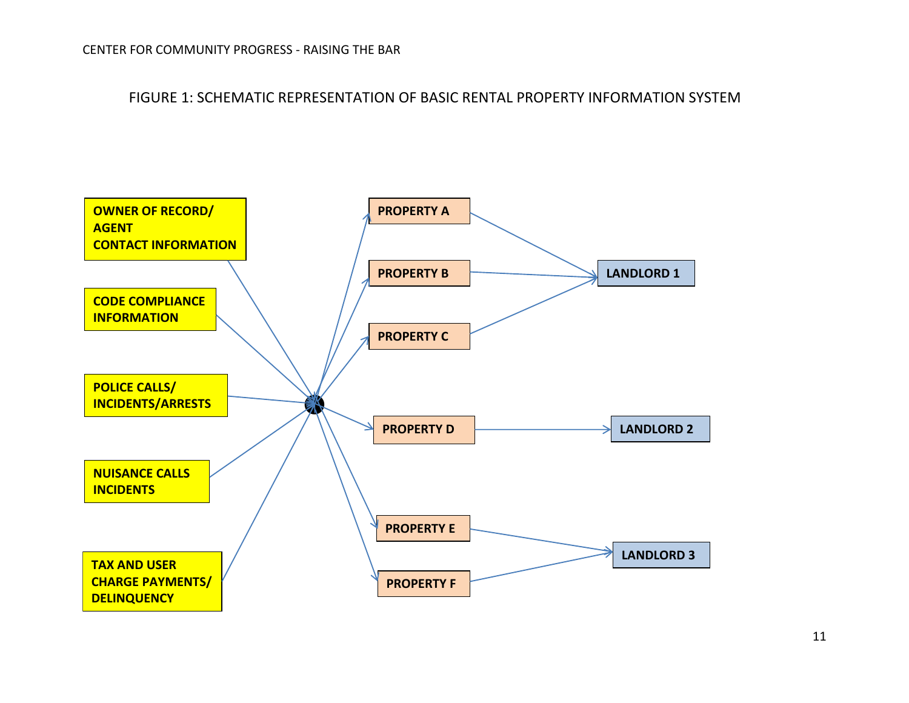FIGURE 1: SCHEMATIC REPRESENTATION OF BASIC RENTAL PROPERTY INFORMATION SYSTEM

**OWNER OF RECORD/ AGENT CONTACT INFORMATION**

**CODE COMPLIANCE INFORMATION**

**POLICE CALLS/ INCIDENTS/ARRESTS**

**NUISANCE CALLS INCIDENTS**

**TAX AND USER CHARGE PAYMENTS/ DELINQUENCY**

**PROPERTY A**

**PROPERTY B**

**PROPERTY C**

**PROPERTY D**

**PROPERTY E**

**PROPERTY F**

**LANDLORD 1**

**LANDLORD 2**

**LANDLORD 3**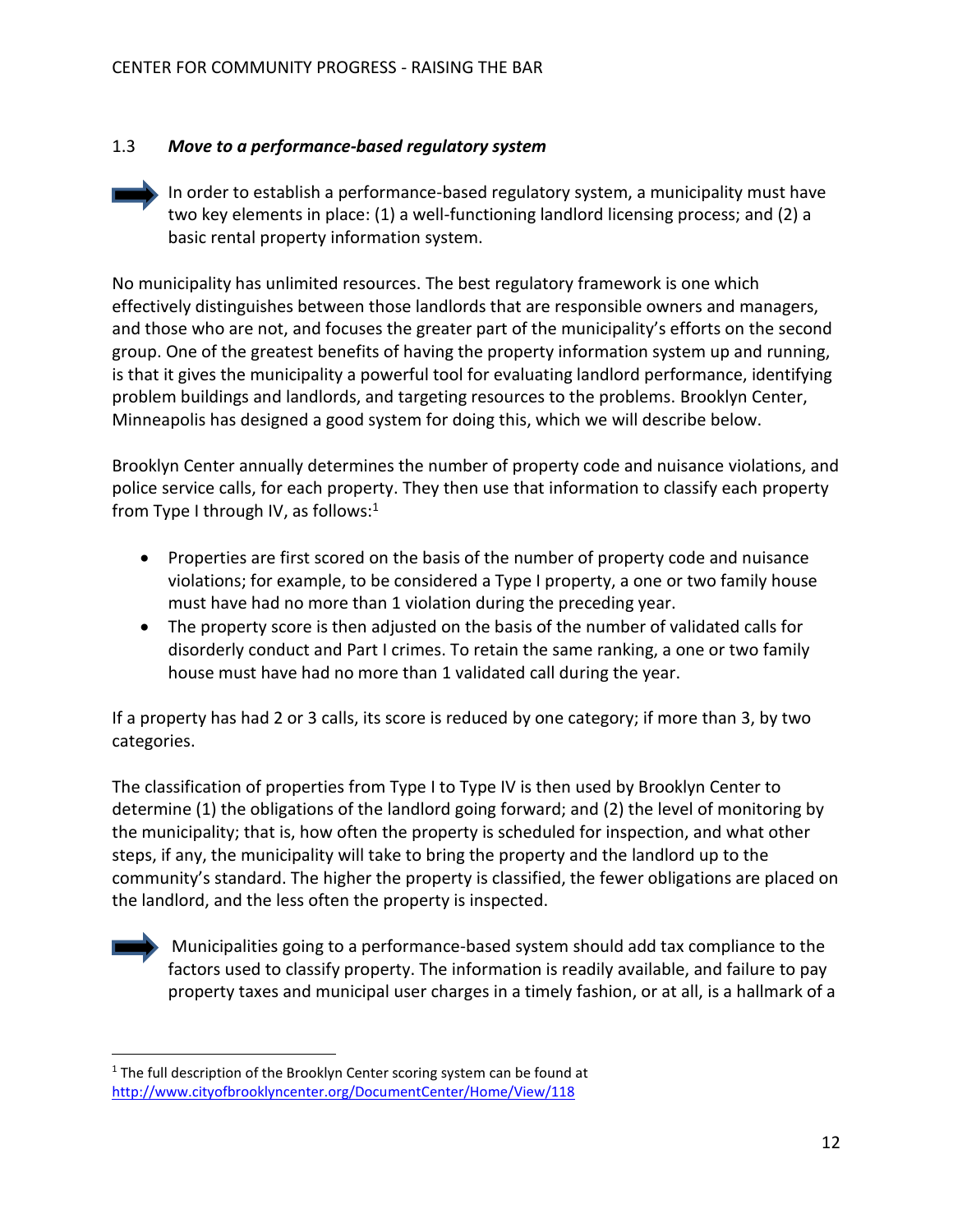### 1.3 *Move to a performance-based regulatory system*

➡ In order to establish a performance-based regulatory system, a municipality must have two key elements in place: (1) a well-functioning landlord licensing process; and (2) a basic rental property information system.

No municipality has unlimited resources. The best regulatory framework is one which effectively distinguishes between those landlords that are responsible owners and managers, and those who are not, and focuses the greater part of the municipality's efforts on the second group. One of the greatest benefits of having the property information system up and running, is that it gives the municipality a powerful tool for evaluating landlord performance, identifying problem buildings and landlords, and targeting resources to the problems. Brooklyn Center, Minneapolis has designed a good system for doing this, which we will describe below.

Brooklyn Center annually determines the number of property code and nuisance violations, and police service calls, for each property. They then use that information to classify each property from Type I through IV, as follows:[1]

- Properties are first scored on the basis of the number of property code and nuisance violations; for example, to be considered a Type I property, a one or two family house must have had no more than 1 violation during the preceding year.
- The property score is then adjusted on the basis of the number of validated calls for disorderly conduct and Part I crimes. To retain the same ranking, a one or two family house must have had no more than 1 validated call during the year.

If a property has had 2 or 3 calls, its score is reduced by one category; if more than 3, by two categories.

The classification of properties from Type I to Type IV is then used by Brooklyn Center to determine (1) the obligations of the landlord going forward; and (2) the level of monitoring by the municipality; that is, how often the property is scheduled for inspection, and what other steps, if any, the municipality will take to bring the property and the landlord up to the community's standard. The higher the property is classified, the fewer obligations are placed on the landlord, and the less often the property is inspected.

➡ Municipalities going to a performance-based system should add tax compliance to the factors used to classify property. The information is readily available, and failure to pay property taxes and municipal user charges in a timely fashion, or at all, is a hallmark of a

---

[1] The full description of the Brooklyn Center scoring system can be found at http://www.cityofbrooklyncenter.org/DocumentCenter/Home/View/118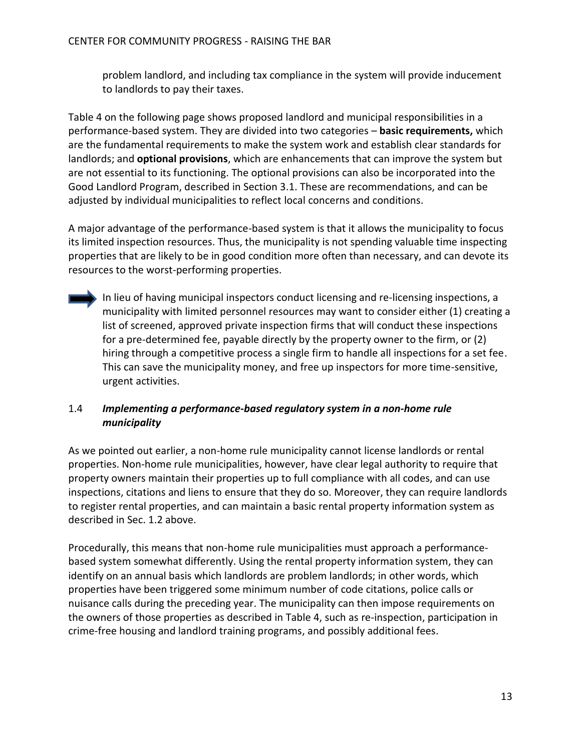problem landlord, and including tax compliance in the system will provide inducement to landlords to pay their taxes.

Table 4 on the following page shows proposed landlord and municipal responsibilities in a performance-based system. They are divided into two categories – **basic requirements,** which are the fundamental requirements to make the system work and establish clear standards for landlords; and **optional provisions**, which are enhancements that can improve the system but are not essential to its functioning. The optional provisions can also be incorporated into the Good Landlord Program, described in Section 3.1. These are recommendations, and can be adjusted by individual municipalities to reflect local concerns and conditions.

A major advantage of the performance-based system is that it allows the municipality to focus its limited inspection resources. Thus, the municipality is not spending valuable time inspecting properties that are likely to be in good condition more often than necessary, and can devote its resources to the worst-performing properties.

> In lieu of having municipal inspectors conduct licensing and re-licensing inspections, a municipality with limited personnel resources may want to consider either (1) creating a list of screened, approved private inspection firms that will conduct these inspections for a pre-determined fee, payable directly by the property owner to the firm, or (2) hiring through a competitive process a single firm to handle all inspections for a set fee. This can save the municipality money, and free up inspectors for more time-sensitive, urgent activities.

### 1.4 *Implementing a performance-based regulatory system in a non-home rule municipality*

As we pointed out earlier, a non-home rule municipality cannot license landlords or rental properties. Non-home rule municipalities, however, have clear legal authority to require that property owners maintain their properties up to full compliance with all codes, and can use inspections, citations and liens to ensure that they do so. Moreover, they can require landlords to register rental properties, and can maintain a basic rental property information system as described in Sec. 1.2 above.

Procedurally, this means that non-home rule municipalities must approach a performance-based system somewhat differently. Using the rental property information system, they can identify on an annual basis which landlords are problem landlords; in other words, which properties have been triggered some minimum number of code citations, police calls or nuisance calls during the preceding year. The municipality can then impose requirements on the owners of those properties as described in Table 4, such as re-inspection, participation in crime-free housing and landlord training programs, and possibly additional fees.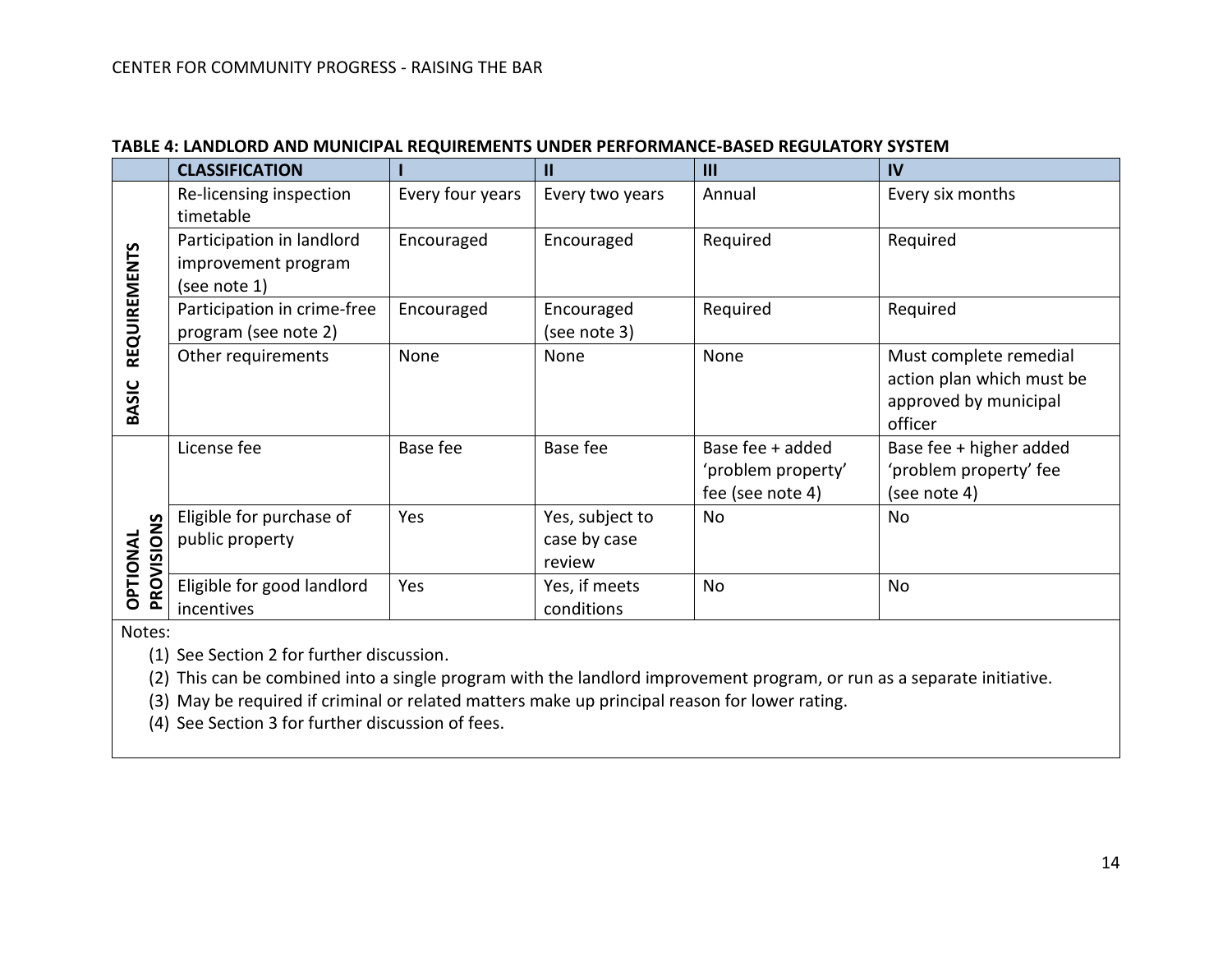**TABLE 4: LANDLORD AND MUNICIPAL REQUIREMENTS UNDER PERFORMANCE-BASED REGULATORY SYSTEM**

| | CLASSIFICATION | I | II | III | IV |
|---|---|---|---|---|---|
| BASIC REQUIREMENTS | Re-licensing inspection timetable | Every four years | Every two years | Annual | Every six months |
| | Participation in landlord improvement program (see note 1) | Encouraged | Encouraged | Required | Required |
| | Participation in crime-free program (see note 2) | Encouraged | Encouraged (see note 3) | Required | Required |
| | Other requirements | None | None | None | Must complete remedial action plan which must be approved by municipal officer |
| OPTIONAL PROVISIONS | License fee | Base fee | Base fee | Base fee + added 'problem property' fee (see note 4) | Base fee + higher added 'problem property' fee (see note 4) |
| | Eligible for purchase of public property | Yes | Yes, subject to case by case review | No | No |
| | Eligible for good landlord incentives | Yes | Yes, if meets conditions | No | No |

Notes:

1. See Section 2 for further discussion.
2. This can be combined into a single program with the landlord improvement program, or run as a separate initiative.
3. May be required if criminal or related matters make up principal reason for lower rating.
4. See Section 3 for further discussion of fees.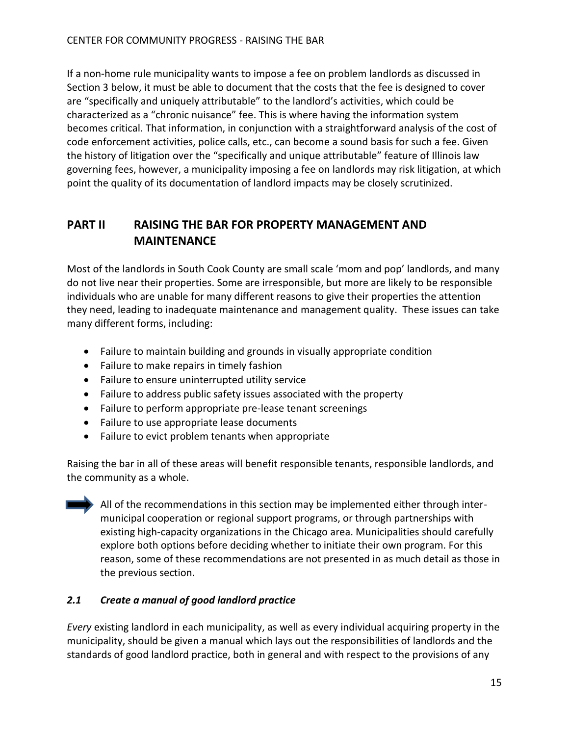If a non-home rule municipality wants to impose a fee on problem landlords as discussed in Section 3 below, it must be able to document that the costs that the fee is designed to cover are "specifically and uniquely attributable" to the landlord's activities, which could be characterized as a "chronic nuisance" fee. This is where having the information system becomes critical. That information, in conjunction with a straightforward analysis of the cost of code enforcement activities, police calls, etc., can become a sound basis for such a fee. Given the history of litigation over the "specifically and unique attributable" feature of Illinois law governing fees, however, a municipality imposing a fee on landlords may risk litigation, at which point the quality of its documentation of landlord impacts may be closely scrutinized.

## PART II RAISING THE BAR FOR PROPERTY MANAGEMENT AND MAINTENANCE

Most of the landlords in South Cook County are small scale 'mom and pop' landlords, and many do not live near their properties. Some are irresponsible, but more are likely to be responsible individuals who are unable for many different reasons to give their properties the attention they need, leading to inadequate maintenance and management quality. These issues can take many different forms, including:

- Failure to maintain building and grounds in visually appropriate condition
- Failure to make repairs in timely fashion
- Failure to ensure uninterrupted utility service
- Failure to address public safety issues associated with the property
- Failure to perform appropriate pre-lease tenant screenings
- Failure to use appropriate lease documents
- Failure to evict problem tenants when appropriate

Raising the bar in all of these areas will benefit responsible tenants, responsible landlords, and the community as a whole.

➡ All of the recommendations in this section may be implemented either through inter-municipal cooperation or regional support programs, or through partnerships with existing high-capacity organizations in the Chicago area. Municipalities should carefully explore both options before deciding whether to initiate their own program. For this reason, some of these recommendations are not presented in as much detail as those in the previous section.

### *2.1 Create a manual of good landlord practice*

*Every* existing landlord in each municipality, as well as every individual acquiring property in the municipality, should be given a manual which lays out the responsibilities of landlords and the standards of good landlord practice, both in general and with respect to the provisions of any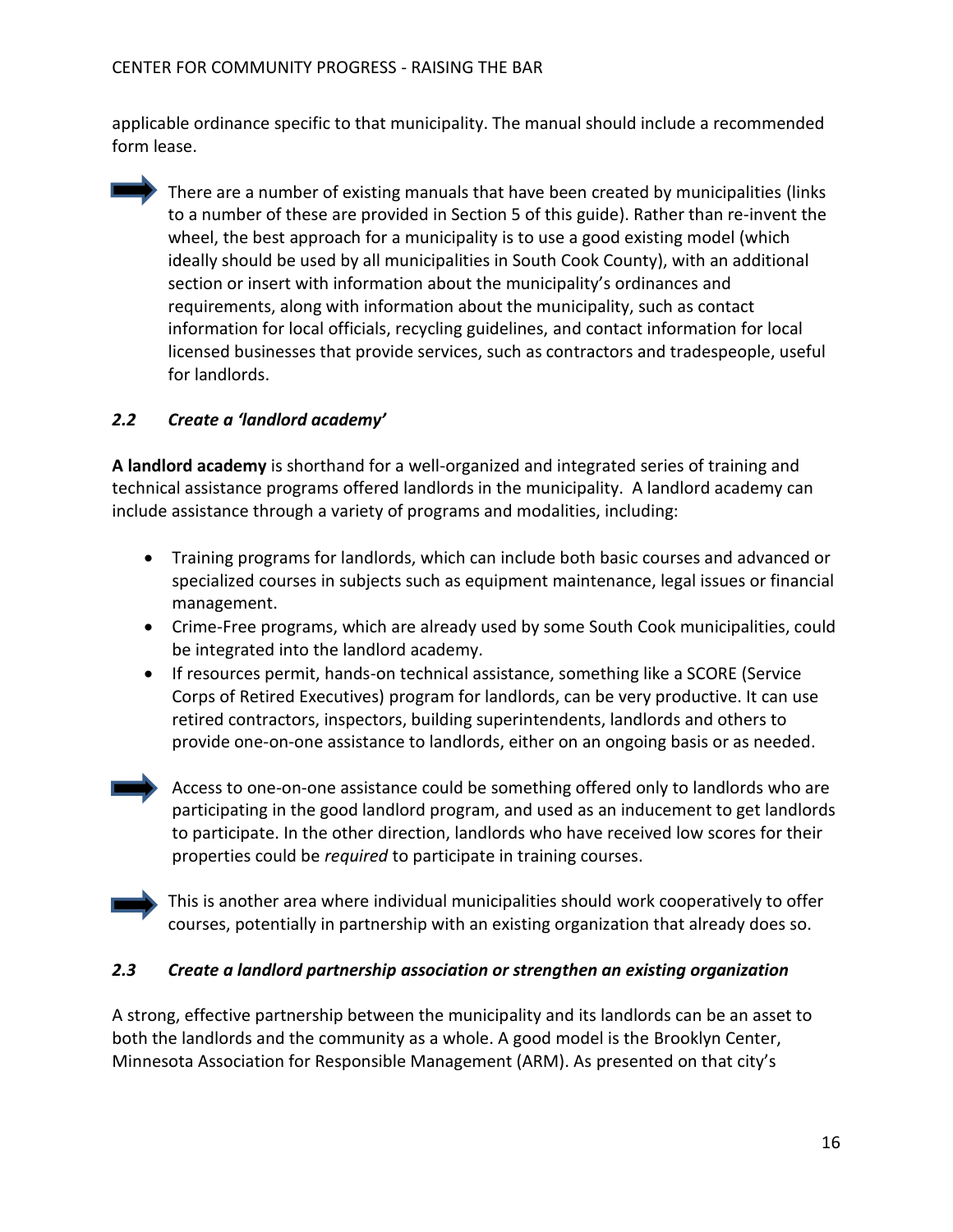applicable ordinance specific to that municipality. The manual should include a recommended form lease.

➡ There are a number of existing manuals that have been created by municipalities (links to a number of these are provided in Section 5 of this guide). Rather than re-invent the wheel, the best approach for a municipality is to use a good existing model (which ideally should be used by all municipalities in South Cook County), with an additional section or insert with information about the municipality's ordinances and requirements, along with information about the municipality, such as contact information for local officials, recycling guidelines, and contact information for local licensed businesses that provide services, such as contractors and tradespeople, useful for landlords.

### *2.2 Create a 'landlord academy'*

**A landlord academy** is shorthand for a well-organized and integrated series of training and technical assistance programs offered landlords in the municipality. A landlord academy can include assistance through a variety of programs and modalities, including:

- Training programs for landlords, which can include both basic courses and advanced or specialized courses in subjects such as equipment maintenance, legal issues or financial management.
- Crime-Free programs, which are already used by some South Cook municipalities, could be integrated into the landlord academy.
- If resources permit, hands-on technical assistance, something like a SCORE (Service Corps of Retired Executives) program for landlords, can be very productive. It can use retired contractors, inspectors, building superintendents, landlords and others to provide one-on-one assistance to landlords, either on an ongoing basis or as needed.

➡ Access to one-on-one assistance could be something offered only to landlords who are participating in the good landlord program, and used as an inducement to get landlords to participate. In the other direction, landlords who have received low scores for their properties could be *required* to participate in training courses.

➡ This is another area where individual municipalities should work cooperatively to offer courses, potentially in partnership with an existing organization that already does so.

### *2.3 Create a landlord partnership association or strengthen an existing organization*

A strong, effective partnership between the municipality and its landlords can be an asset to both the landlords and the community as a whole. A good model is the Brooklyn Center, Minnesota Association for Responsible Management (ARM). As presented on that city's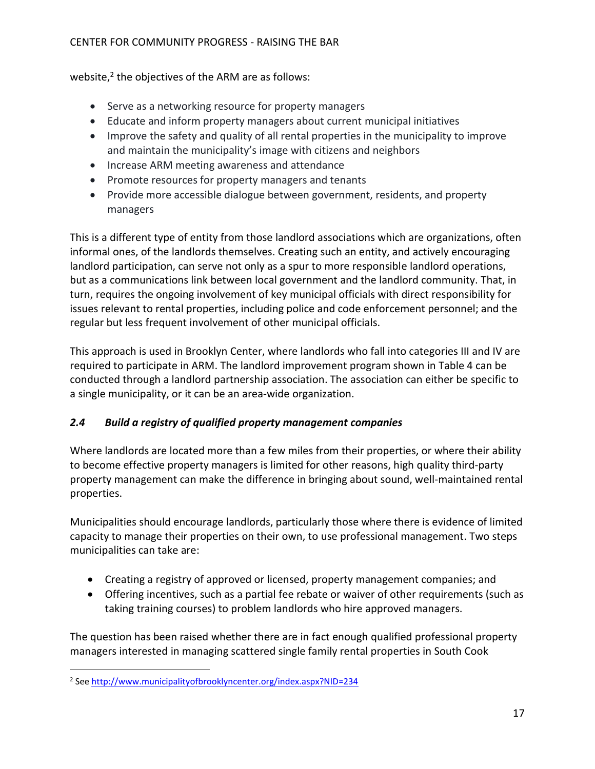website,[2] the objectives of the ARM are as follows:

- Serve as a networking resource for property managers
- Educate and inform property managers about current municipal initiatives
- Improve the safety and quality of all rental properties in the municipality to improve and maintain the municipality's image with citizens and neighbors
- Increase ARM meeting awareness and attendance
- Promote resources for property managers and tenants
- Provide more accessible dialogue between government, residents, and property managers

This is a different type of entity from those landlord associations which are organizations, often informal ones, of the landlords themselves. Creating such an entity, and actively encouraging landlord participation, can serve not only as a spur to more responsible landlord operations, but as a communications link between local government and the landlord community. That, in turn, requires the ongoing involvement of key municipal officials with direct responsibility for issues relevant to rental properties, including police and code enforcement personnel; and the regular but less frequent involvement of other municipal officials.

This approach is used in Brooklyn Center, where landlords who fall into categories III and IV are required to participate in ARM. The landlord improvement program shown in Table 4 can be conducted through a landlord partnership association. The association can either be specific to a single municipality, or it can be an area-wide organization.

### *2.4 Build a registry of qualified property management companies*

Where landlords are located more than a few miles from their properties, or where their ability to become effective property managers is limited for other reasons, high quality third-party property management can make the difference in bringing about sound, well-maintained rental properties.

Municipalities should encourage landlords, particularly those where there is evidence of limited capacity to manage their properties on their own, to use professional management. Two steps municipalities can take are:

- Creating a registry of approved or licensed, property management companies; and
- Offering incentives, such as a partial fee rebate or waiver of other requirements (such as taking training courses) to problem landlords who hire approved managers.

The question has been raised whether there are in fact enough qualified professional property managers interested in managing scattered single family rental properties in South Cook

---

[2] See http://www.municipalityofbrooklyncenter.org/index.aspx?NID=234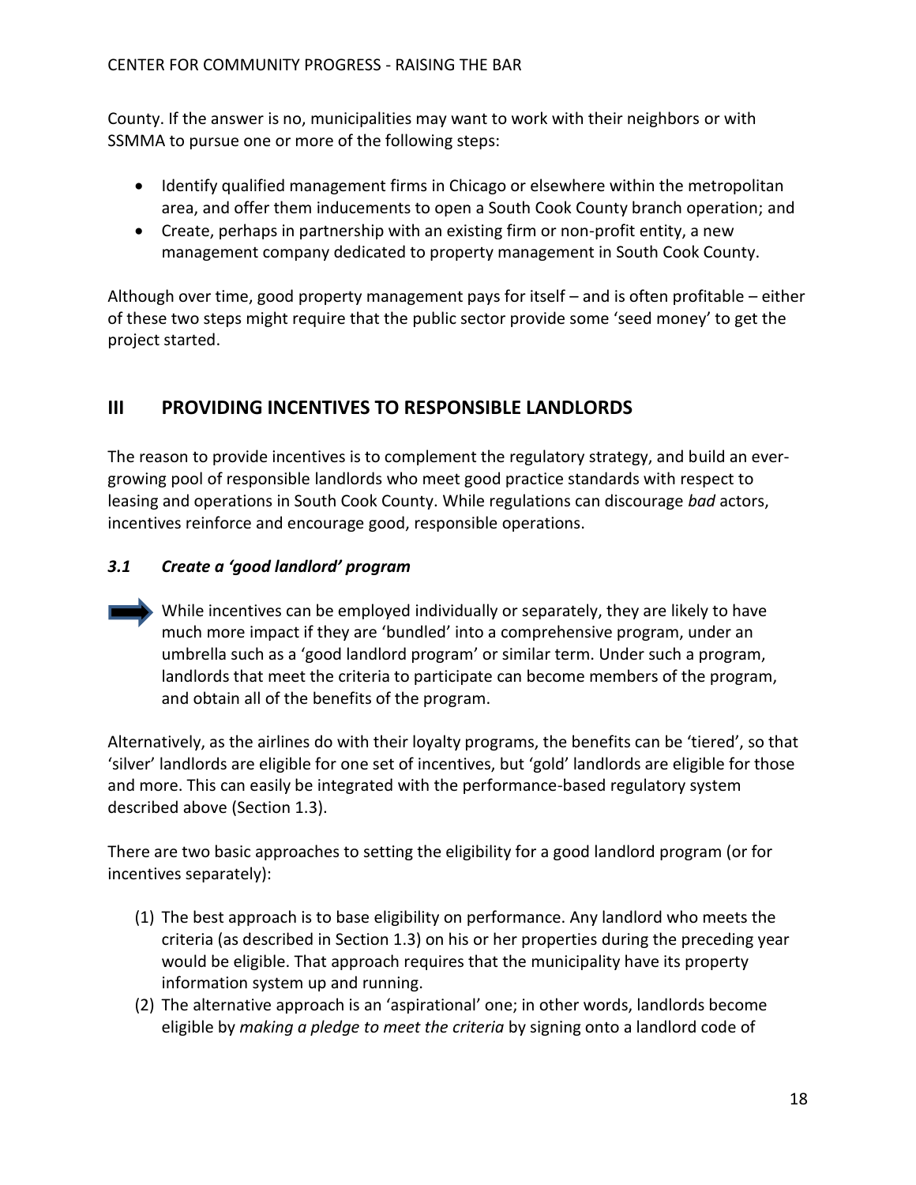County. If the answer is no, municipalities may want to work with their neighbors or with SSMMA to pursue one or more of the following steps:

- Identify qualified management firms in Chicago or elsewhere within the metropolitan area, and offer them inducements to open a South Cook County branch operation; and
- Create, perhaps in partnership with an existing firm or non-profit entity, a new management company dedicated to property management in South Cook County.

Although over time, good property management pays for itself – and is often profitable – either of these two steps might require that the public sector provide some 'seed money' to get the project started.

## III PROVIDING INCENTIVES TO RESPONSIBLE LANDLORDS

The reason to provide incentives is to complement the regulatory strategy, and build an ever-growing pool of responsible landlords who meet good practice standards with respect to leasing and operations in South Cook County. While regulations can discourage *bad* actors, incentives reinforce and encourage good, responsible operations.

### *3.1 Create a 'good landlord' program*

While incentives can be employed individually or separately, they are likely to have much more impact if they are 'bundled' into a comprehensive program, under an umbrella such as a 'good landlord program' or similar term. Under such a program, landlords that meet the criteria to participate can become members of the program, and obtain all of the benefits of the program.

Alternatively, as the airlines do with their loyalty programs, the benefits can be 'tiered', so that 'silver' landlords are eligible for one set of incentives, but 'gold' landlords are eligible for those and more. This can easily be integrated with the performance-based regulatory system described above (Section 1.3).

There are two basic approaches to setting the eligibility for a good landlord program (or for incentives separately):

(1) The best approach is to base eligibility on performance. Any landlord who meets the criteria (as described in Section 1.3) on his or her properties during the preceding year would be eligible. That approach requires that the municipality have its property information system up and running.
(2) The alternative approach is an 'aspirational' one; in other words, landlords become eligible by *making a pledge to meet the criteria* by signing onto a landlord code of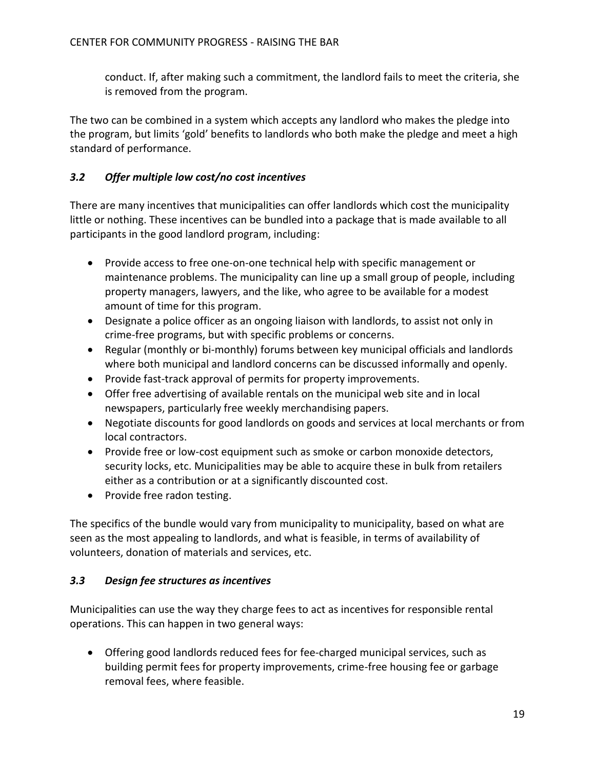conduct. If, after making such a commitment, the landlord fails to meet the criteria, she is removed from the program.

The two can be combined in a system which accepts any landlord who makes the pledge into the program, but limits 'gold' benefits to landlords who both make the pledge and meet a high standard of performance.

### *3.2 Offer multiple low cost/no cost incentives*

There are many incentives that municipalities can offer landlords which cost the municipality little or nothing. These incentives can be bundled into a package that is made available to all participants in the good landlord program, including:

- Provide access to free one-on-one technical help with specific management or maintenance problems. The municipality can line up a small group of people, including property managers, lawyers, and the like, who agree to be available for a modest amount of time for this program.
- Designate a police officer as an ongoing liaison with landlords, to assist not only in crime-free programs, but with specific problems or concerns.
- Regular (monthly or bi-monthly) forums between key municipal officials and landlords where both municipal and landlord concerns can be discussed informally and openly.
- Provide fast-track approval of permits for property improvements.
- Offer free advertising of available rentals on the municipal web site and in local newspapers, particularly free weekly merchandising papers.
- Negotiate discounts for good landlords on goods and services at local merchants or from local contractors.
- Provide free or low-cost equipment such as smoke or carbon monoxide detectors, security locks, etc. Municipalities may be able to acquire these in bulk from retailers either as a contribution or at a significantly discounted cost.
- Provide free radon testing.

The specifics of the bundle would vary from municipality to municipality, based on what are seen as the most appealing to landlords, and what is feasible, in terms of availability of volunteers, donation of materials and services, etc.

### *3.3 Design fee structures as incentives*

Municipalities can use the way they charge fees to act as incentives for responsible rental operations. This can happen in two general ways:

- Offering good landlords reduced fees for fee-charged municipal services, such as building permit fees for property improvements, crime-free housing fee or garbage removal fees, where feasible.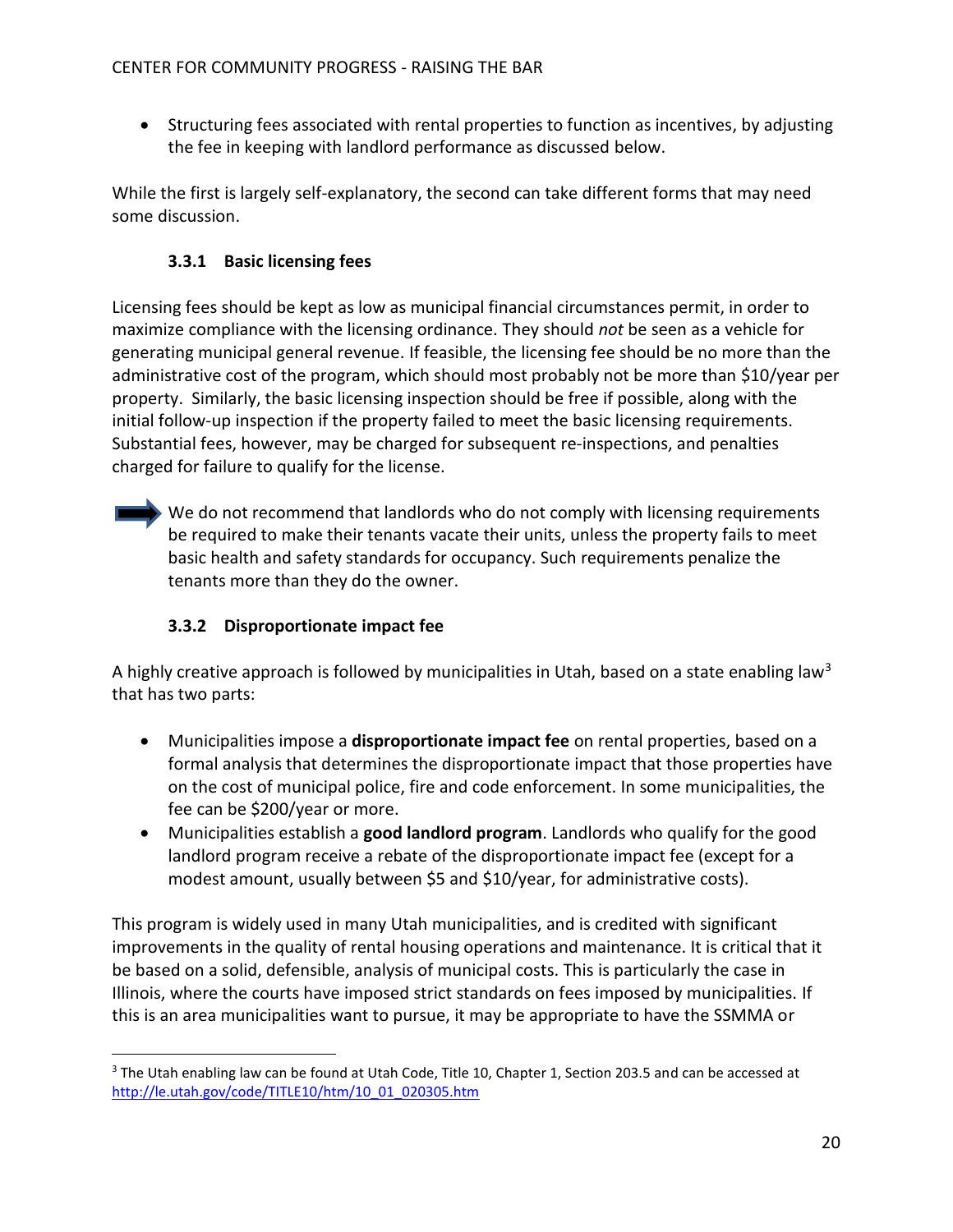- Structuring fees associated with rental properties to function as incentives, by adjusting the fee in keeping with landlord performance as discussed below.

While the first is largely self-explanatory, the second can take different forms that may need some discussion.

### 3.3.1 Basic licensing fees

Licensing fees should be kept as low as municipal financial circumstances permit, in order to maximize compliance with the licensing ordinance. They should *not* be seen as a vehicle for generating municipal general revenue. If feasible, the licensing fee should be no more than the administrative cost of the program, which should most probably not be more than $10/year per property. Similarly, the basic licensing inspection should be free if possible, along with the initial follow-up inspection if the property failed to meet the basic licensing requirements. Substantial fees, however, may be charged for subsequent re-inspections, and penalties charged for failure to qualify for the license.

➡ We do not recommend that landlords who do not comply with licensing requirements be required to make their tenants vacate their units, unless the property fails to meet basic health and safety standards for occupancy. Such requirements penalize the tenants more than they do the owner.

### 3.3.2 Disproportionate impact fee

A highly creative approach is followed by municipalities in Utah, based on a state enabling law[3] that has two parts:

- Municipalities impose a **disproportionate impact fee** on rental properties, based on a formal analysis that determines the disproportionate impact that those properties have on the cost of municipal police, fire and code enforcement. In some municipalities, the fee can be $200/year or more.
- Municipalities establish a **good landlord program**. Landlords who qualify for the good landlord program receive a rebate of the disproportionate impact fee (except for a modest amount, usually between $5 and $10/year, for administrative costs).

This program is widely used in many Utah municipalities, and is credited with significant improvements in the quality of rental housing operations and maintenance. It is critical that it be based on a solid, defensible, analysis of municipal costs. This is particularly the case in Illinois, where the courts have imposed strict standards on fees imposed by municipalities. If this is an area municipalities want to pursue, it may be appropriate to have the SSMMA or

---

[3] The Utah enabling law can be found at Utah Code, Title 10, Chapter 1, Section 203.5 and can be accessed at http://le.utah.gov/code/TITLE10/htm/10_01_020305.htm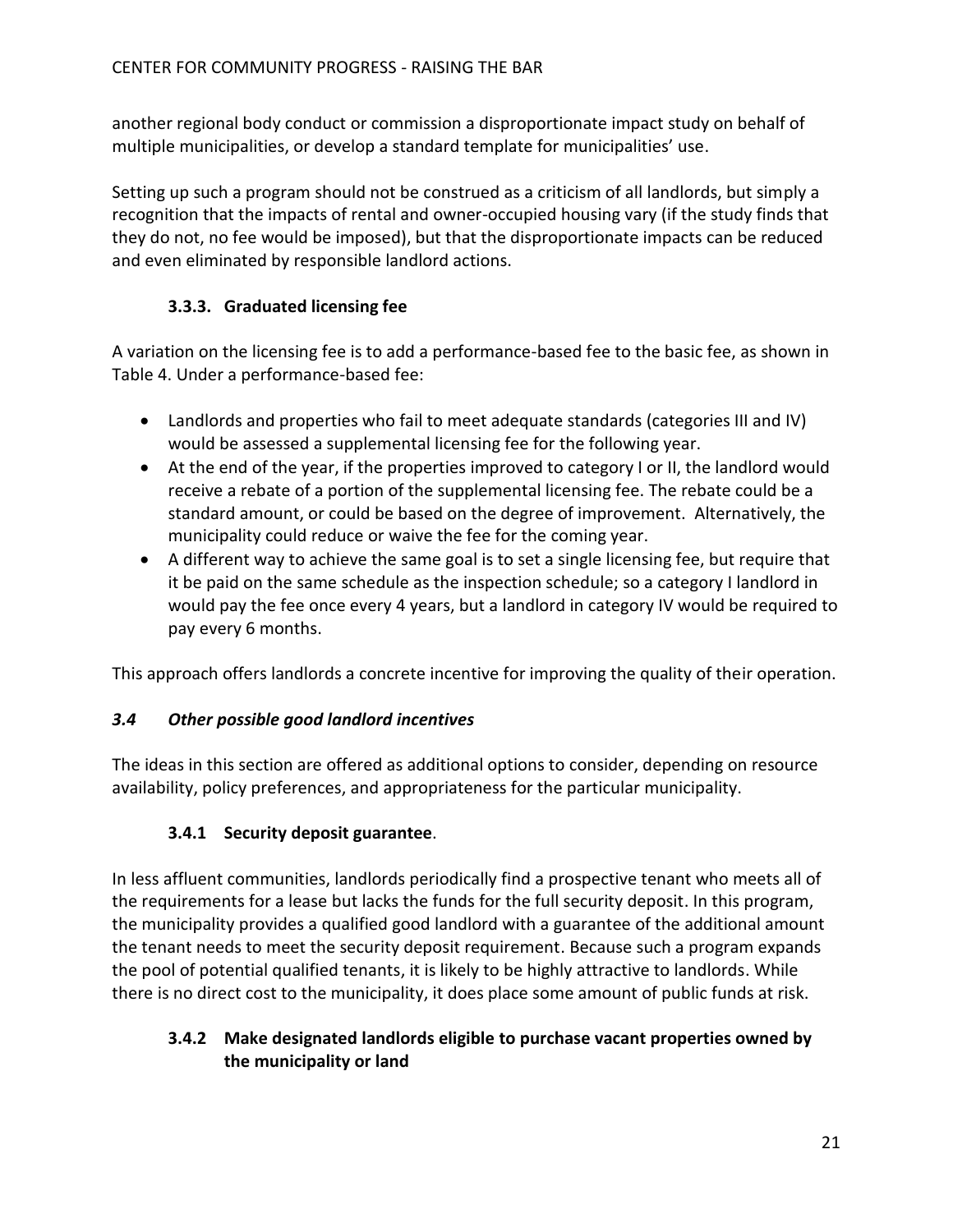another regional body conduct or commission a disproportionate impact study on behalf of multiple municipalities, or develop a standard template for municipalities' use.

Setting up such a program should not be construed as a criticism of all landlords, but simply a recognition that the impacts of rental and owner-occupied housing vary (if the study finds that they do not, no fee would be imposed), but that the disproportionate impacts can be reduced and even eliminated by responsible landlord actions.

### 3.3.3. Graduated licensing fee

A variation on the licensing fee is to add a performance-based fee to the basic fee, as shown in Table 4. Under a performance-based fee:

- Landlords and properties who fail to meet adequate standards (categories III and IV) would be assessed a supplemental licensing fee for the following year.
- At the end of the year, if the properties improved to category I or II, the landlord would receive a rebate of a portion of the supplemental licensing fee. The rebate could be a standard amount, or could be based on the degree of improvement. Alternatively, the municipality could reduce or waive the fee for the coming year.
- A different way to achieve the same goal is to set a single licensing fee, but require that it be paid on the same schedule as the inspection schedule; so a category I landlord in would pay the fee once every 4 years, but a landlord in category IV would be required to pay every 6 months.

This approach offers landlords a concrete incentive for improving the quality of their operation.

## *3.4 Other possible good landlord incentives*

The ideas in this section are offered as additional options to consider, depending on resource availability, policy preferences, and appropriateness for the particular municipality.

### 3.4.1 Security deposit guarantee.

In less affluent communities, landlords periodically find a prospective tenant who meets all of the requirements for a lease but lacks the funds for the full security deposit. In this program, the municipality provides a qualified good landlord with a guarantee of the additional amount the tenant needs to meet the security deposit requirement. Because such a program expands the pool of potential qualified tenants, it is likely to be highly attractive to landlords. While there is no direct cost to the municipality, it does place some amount of public funds at risk.

### 3.4.2 Make designated landlords eligible to purchase vacant properties owned by the municipality or land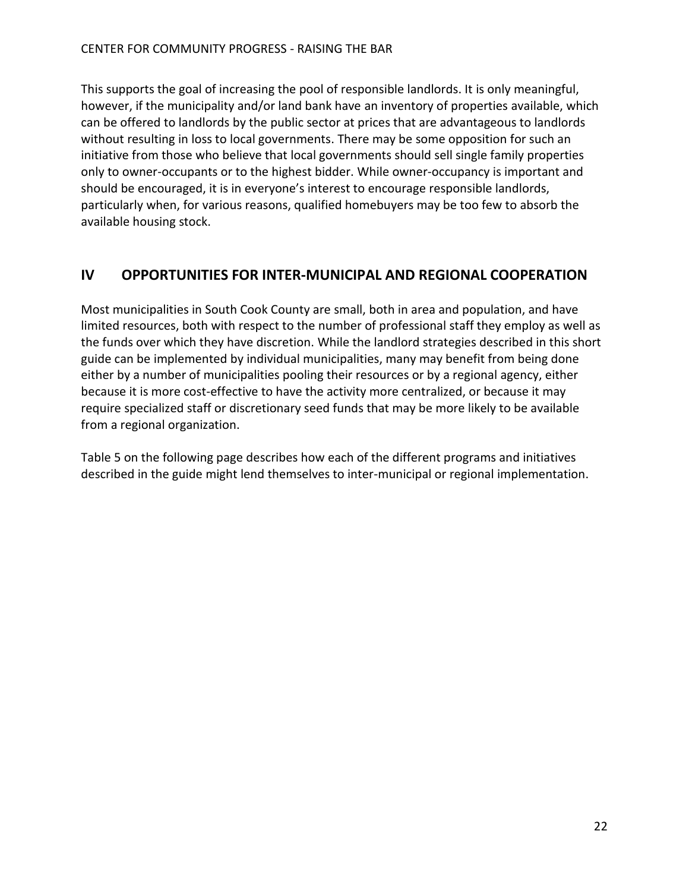This supports the goal of increasing the pool of responsible landlords. It is only meaningful, however, if the municipality and/or land bank have an inventory of properties available, which can be offered to landlords by the public sector at prices that are advantageous to landlords without resulting in loss to local governments. There may be some opposition for such an initiative from those who believe that local governments should sell single family properties only to owner-occupants or to the highest bidder. While owner-occupancy is important and should be encouraged, it is in everyone's interest to encourage responsible landlords, particularly when, for various reasons, qualified homebuyers may be too few to absorb the available housing stock.

## IV OPPORTUNITIES FOR INTER-MUNICIPAL AND REGIONAL COOPERATION

Most municipalities in South Cook County are small, both in area and population, and have limited resources, both with respect to the number of professional staff they employ as well as the funds over which they have discretion. While the landlord strategies described in this short guide can be implemented by individual municipalities, many may benefit from being done either by a number of municipalities pooling their resources or by a regional agency, either because it is more cost-effective to have the activity more centralized, or because it may require specialized staff or discretionary seed funds that may be more likely to be available from a regional organization.

Table 5 on the following page describes how each of the different programs and initiatives described in the guide might lend themselves to inter-municipal or regional implementation.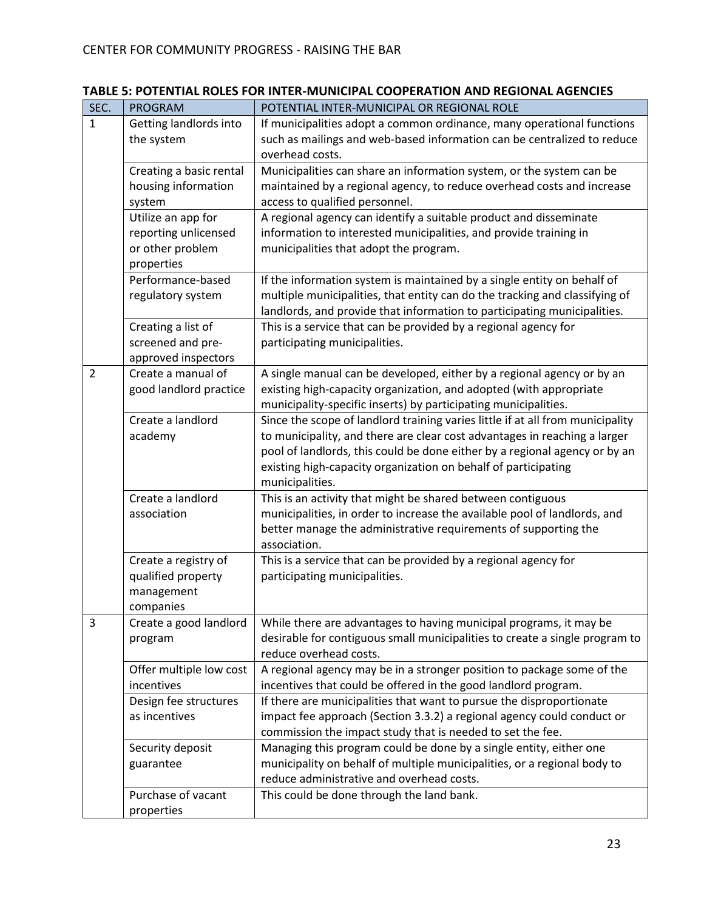**TABLE 5: POTENTIAL ROLES FOR INTER-MUNICIPAL COOPERATION AND REGIONAL AGENCIES**

| SEC. | PROGRAM | POTENTIAL INTER-MUNICIPAL OR REGIONAL ROLE |
|---|---|---|
| 1 | Getting landlords into the system | If municipalities adopt a common ordinance, many operational functions such as mailings and web-based information can be centralized to reduce overhead costs. |
| | Creating a basic rental housing information system | Municipalities can share an information system, or the system can be maintained by a regional agency, to reduce overhead costs and increase access to qualified personnel. |
| | Utilize an app for reporting unlicensed or other problem properties | A regional agency can identify a suitable product and disseminate information to interested municipalities, and provide training in municipalities that adopt the program. |
| | Performance-based regulatory system | If the information system is maintained by a single entity on behalf of multiple municipalities, that entity can do the tracking and classifying of landlords, and provide that information to participating municipalities. |
| | Creating a list of screened and pre-approved inspectors | This is a service that can be provided by a regional agency for participating municipalities. |
| 2 | Create a manual of good landlord practice | A single manual can be developed, either by a regional agency or by an existing high-capacity organization, and adopted (with appropriate municipality-specific inserts) by participating municipalities. |
| | Create a landlord academy | Since the scope of landlord training varies little if at all from municipality to municipality, and there are clear cost advantages in reaching a larger pool of landlords, this could be done either by a regional agency or by an existing high-capacity organization on behalf of participating municipalities. |
| | Create a landlord association | This is an activity that might be shared between contiguous municipalities, in order to increase the available pool of landlords, and better manage the administrative requirements of supporting the association. |
| | Create a registry of qualified property management companies | This is a service that can be provided by a regional agency for participating municipalities. |
| 3 | Create a good landlord program | While there are advantages to having municipal programs, it may be desirable for contiguous small municipalities to create a single program to reduce overhead costs. |
| | Offer multiple low cost incentives | A regional agency may be in a stronger position to package some of the incentives that could be offered in the good landlord program. |
| | Design fee structures as incentives | If there are municipalities that want to pursue the disproportionate impact fee approach (Section 3.3.2) a regional agency could conduct or commission the impact study that is needed to set the fee. |
| | Security deposit guarantee | Managing this program could be done by a single entity, either one municipality on behalf of multiple municipalities, or a regional body to reduce administrative and overhead costs. |
| | Purchase of vacant properties | This could be done through the land bank. |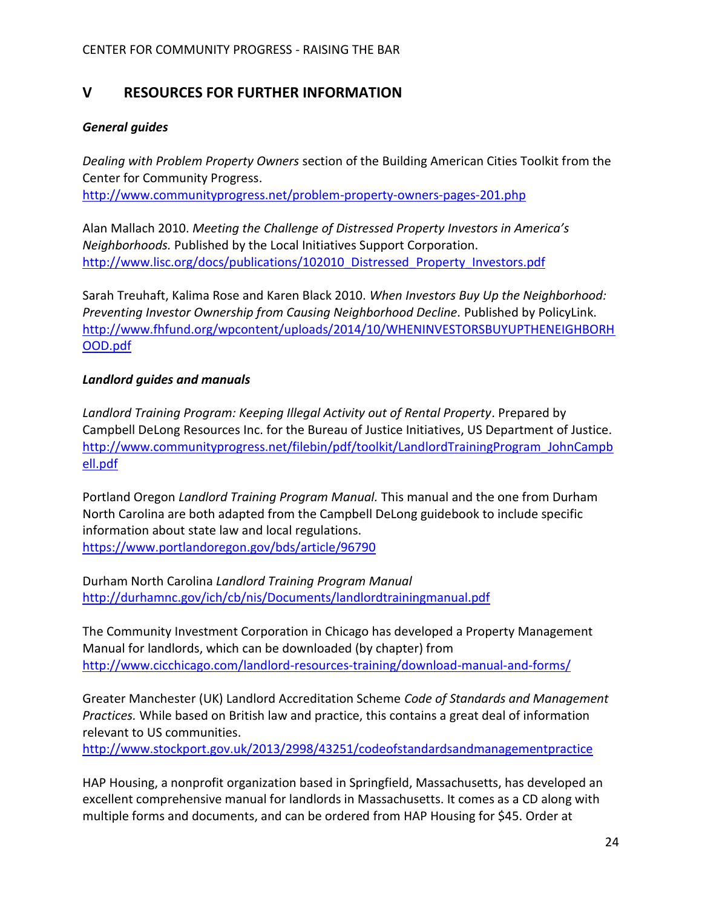## V RESOURCES FOR FURTHER INFORMATION

***General guides***

*Dealing with Problem Property Owners* section of the Building American Cities Toolkit from the Center for Community Progress.
http://www.communityprogress.net/problem-property-owners-pages-201.php

Alan Mallach 2010. *Meeting the Challenge of Distressed Property Investors in America's Neighborhoods.* Published by the Local Initiatives Support Corporation.
http://www.lisc.org/docs/publications/102010_Distressed_Property_Investors.pdf

Sarah Treuhaft, Kalima Rose and Karen Black 2010. *When Investors Buy Up the Neighborhood: Preventing Investor Ownership from Causing Neighborhood Decline.* Published by PolicyLink.
http://www.fhfund.org/wpcontent/uploads/2014/10/WHENINVESTORSBUYUPTHENEIGHBORHOOD.pdf

***Landlord guides and manuals***

*Landlord Training Program: Keeping Illegal Activity out of Rental Property*. Prepared by Campbell DeLong Resources Inc. for the Bureau of Justice Initiatives, US Department of Justice.
http://www.communityprogress.net/filebin/pdf/toolkit/LandlordTrainingProgram_JohnCampbell.pdf

Portland Oregon *Landlord Training Program Manual.* This manual and the one from Durham North Carolina are both adapted from the Campbell DeLong guidebook to include specific information about state law and local regulations.
https://www.portlandoregon.gov/bds/article/96790

Durham North Carolina *Landlord Training Program Manual*
http://durhamnc.gov/ich/cb/nis/Documents/landlordtrainingmanual.pdf

The Community Investment Corporation in Chicago has developed a Property Management Manual for landlords, which can be downloaded (by chapter) from
http://www.cicchicago.com/landlord-resources-training/download-manual-and-forms/

Greater Manchester (UK) Landlord Accreditation Scheme *Code of Standards and Management Practices.* While based on British law and practice, this contains a great deal of information relevant to US communities.
http://www.stockport.gov.uk/2013/2998/43251/codeofstandardsandmanagementpractice

HAP Housing, a nonprofit organization based in Springfield, Massachusetts, has developed an excellent comprehensive manual for landlords in Massachusetts. It comes as a CD along with multiple forms and documents, and can be ordered from HAP Housing for $45. Order at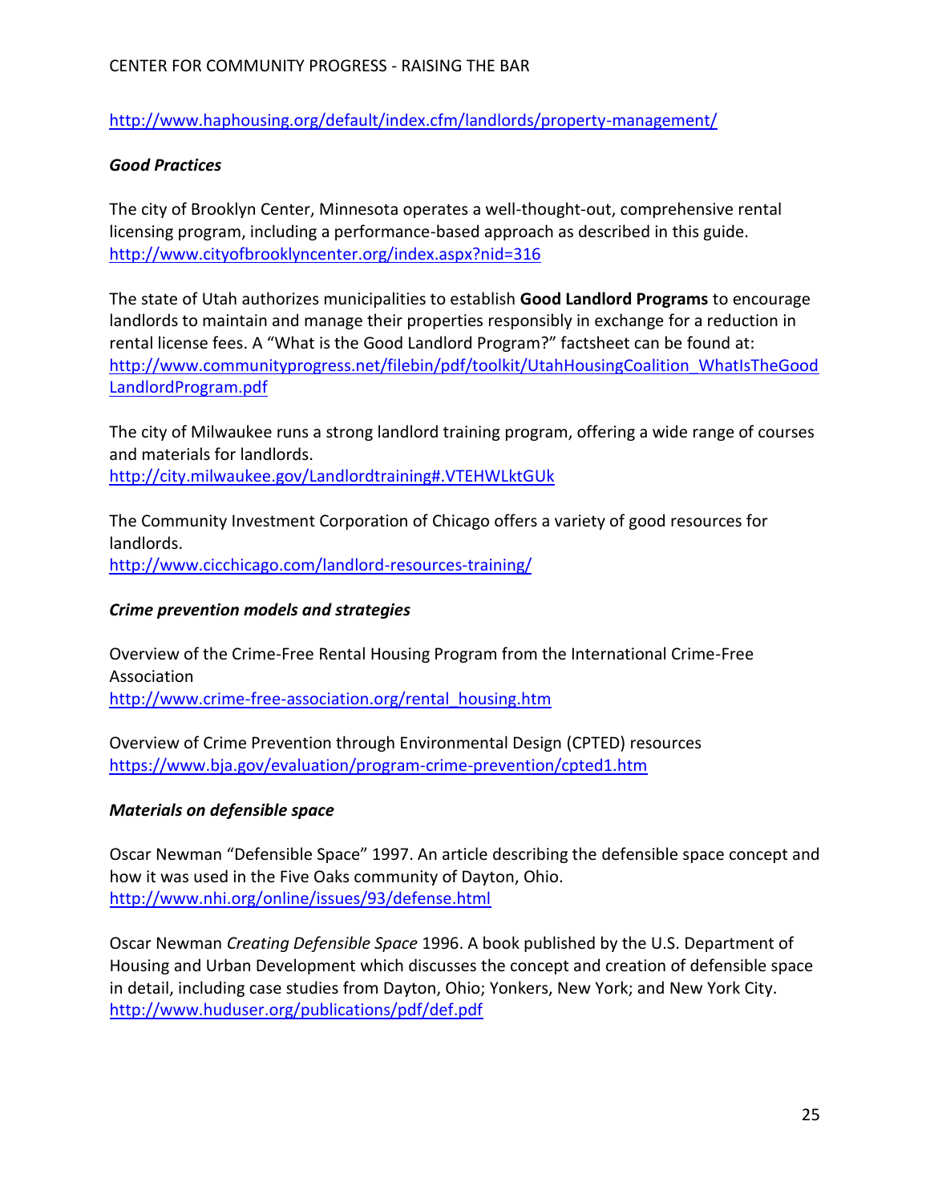http://www.haphousing.org/default/index.cfm/landlords/property-management/

***Good Practices***

The city of Brooklyn Center, Minnesota operates a well-thought-out, comprehensive rental licensing program, including a performance-based approach as described in this guide.
http://www.cityofbrooklyncenter.org/index.aspx?nid=316

The state of Utah authorizes municipalities to establish **Good Landlord Programs** to encourage landlords to maintain and manage their properties responsibly in exchange for a reduction in rental license fees. A "What is the Good Landlord Program?" factsheet can be found at:
http://www.communityprogress.net/filebin/pdf/toolkit/UtahHousingCoalition_WhatIsTheGoodLandlordProgram.pdf

The city of Milwaukee runs a strong landlord training program, offering a wide range of courses and materials for landlords.
http://city.milwaukee.gov/Landlordtraining#.VTEHWLktGUk

The Community Investment Corporation of Chicago offers a variety of good resources for landlords.
http://www.cicchicago.com/landlord-resources-training/

***Crime prevention models and strategies***

Overview of the Crime-Free Rental Housing Program from the International Crime-Free Association
http://www.crime-free-association.org/rental_housing.htm

Overview of Crime Prevention through Environmental Design (CPTED) resources
https://www.bja.gov/evaluation/program-crime-prevention/cpted1.htm

***Materials on defensible space***

Oscar Newman "Defensible Space" 1997. An article describing the defensible space concept and how it was used in the Five Oaks community of Dayton, Ohio.
http://www.nhi.org/online/issues/93/defense.html

Oscar Newman *Creating Defensible Space* 1996. A book published by the U.S. Department of Housing and Urban Development which discusses the concept and creation of defensible space in detail, including case studies from Dayton, Ohio; Yonkers, New York; and New York City.
http://www.huduser.org/publications/pdf/def.pdf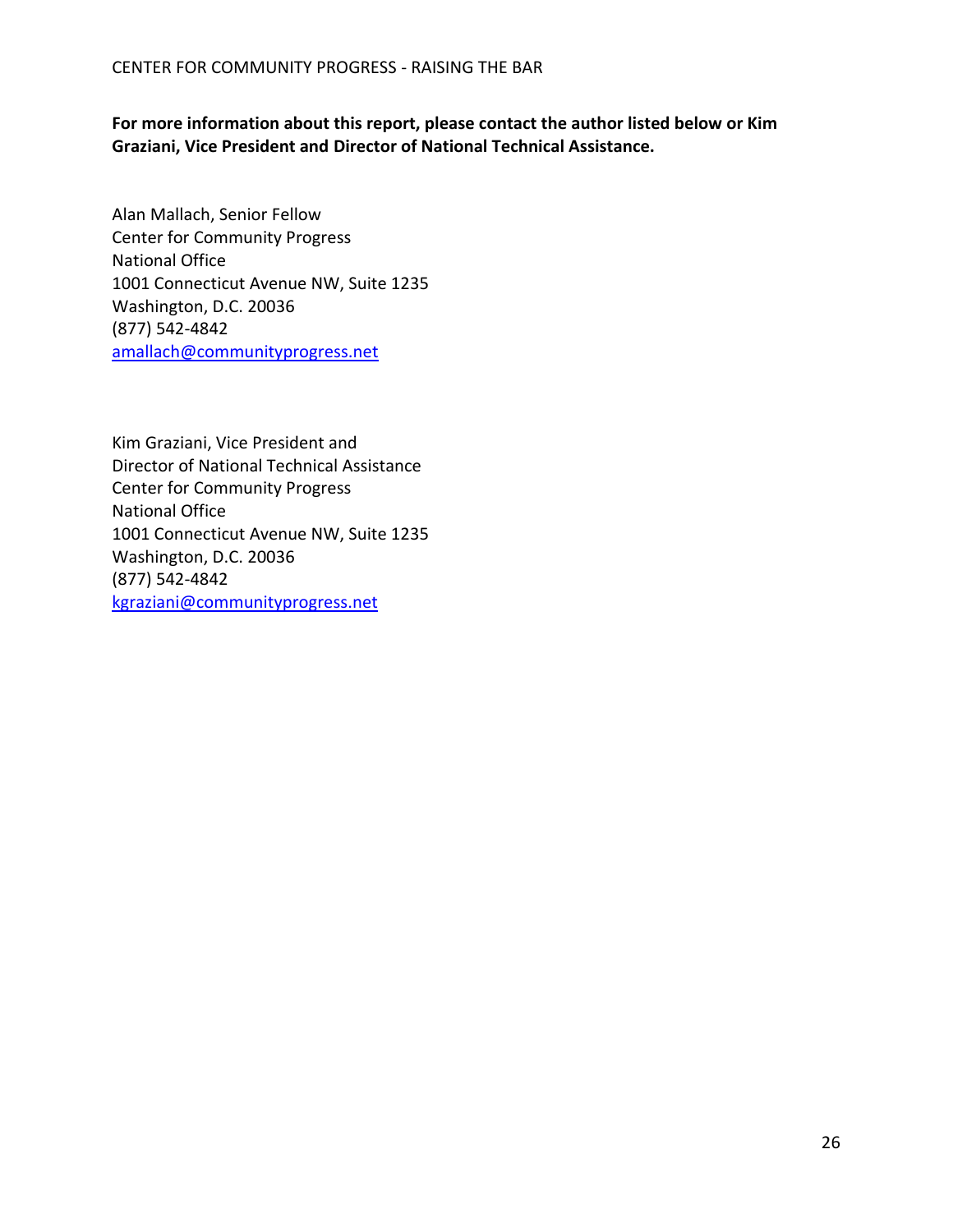**For more information about this report, please contact the author listed below or Kim Graziani, Vice President and Director of National Technical Assistance.**

Alan Mallach, Senior Fellow
Center for Community Progress
National Office
1001 Connecticut Avenue NW, Suite 1235
Washington, D.C. 20036
(877) 542-4842
amallach@communityprogress.net

Kim Graziani, Vice President and
Director of National Technical Assistance
Center for Community Progress
National Office
1001 Connecticut Avenue NW, Suite 1235
Washington, D.C. 20036
(877) 542-4842
kgraziani@communityprogress.net